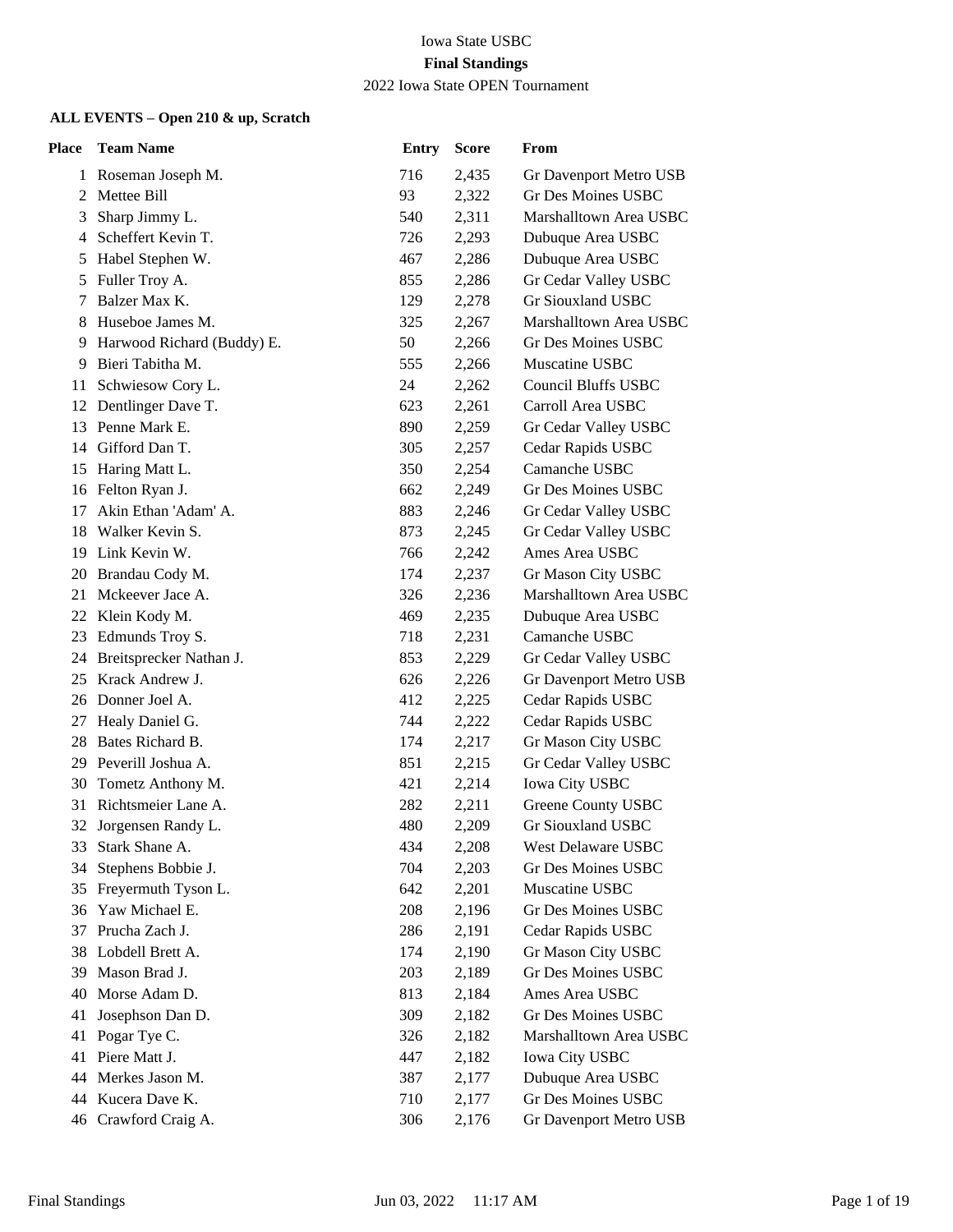Iowa State USBC

**Final Standings**

2022 Iowa State OPEN Tournament

**ALL EVENTS – Open 210 & up, Scratch**

| Place | Team Name | Entry | Score | From |
|---|---|---|---|---|
| 1 | Roseman Joseph M. | 716 | 2,435 | Gr Davenport Metro USB |
| 2 | Mettee Bill | 93 | 2,322 | Gr Des Moines USBC |
| 3 | Sharp Jimmy L. | 540 | 2,311 | Marshalltown Area USBC |
| 4 | Scheffert Kevin T. | 726 | 2,293 | Dubuque Area USBC |
| 5 | Habel Stephen W. | 467 | 2,286 | Dubuque Area USBC |
| 5 | Fuller Troy A. | 855 | 2,286 | Gr Cedar Valley USBC |
| 7 | Balzer Max K. | 129 | 2,278 | Gr Siouxland USBC |
| 8 | Huseboe James M. | 325 | 2,267 | Marshalltown Area USBC |
| 9 | Harwood Richard (Buddy) E. | 50 | 2,266 | Gr Des Moines USBC |
| 9 | Bieri Tabitha M. | 555 | 2,266 | Muscatine USBC |
| 11 | Schwiesow Cory L. | 24 | 2,262 | Council Bluffs USBC |
| 12 | Dentlinger Dave T. | 623 | 2,261 | Carroll Area USBC |
| 13 | Penne Mark E. | 890 | 2,259 | Gr Cedar Valley USBC |
| 14 | Gifford Dan T. | 305 | 2,257 | Cedar Rapids USBC |
| 15 | Haring Matt L. | 350 | 2,254 | Camanche USBC |
| 16 | Felton Ryan J. | 662 | 2,249 | Gr Des Moines USBC |
| 17 | Akin Ethan 'Adam' A. | 883 | 2,246 | Gr Cedar Valley USBC |
| 18 | Walker Kevin S. | 873 | 2,245 | Gr Cedar Valley USBC |
| 19 | Link Kevin W. | 766 | 2,242 | Ames Area USBC |
| 20 | Brandau Cody M. | 174 | 2,237 | Gr Mason City USBC |
| 21 | Mckeever Jace A. | 326 | 2,236 | Marshalltown Area USBC |
| 22 | Klein Kody M. | 469 | 2,235 | Dubuque Area USBC |
| 23 | Edmunds Troy S. | 718 | 2,231 | Camanche USBC |
| 24 | Breitsprecker Nathan J. | 853 | 2,229 | Gr Cedar Valley USBC |
| 25 | Krack Andrew J. | 626 | 2,226 | Gr Davenport Metro USB |
| 26 | Donner Joel A. | 412 | 2,225 | Cedar Rapids USBC |
| 27 | Healy Daniel G. | 744 | 2,222 | Cedar Rapids USBC |
| 28 | Bates Richard B. | 174 | 2,217 | Gr Mason City USBC |
| 29 | Peverill Joshua A. | 851 | 2,215 | Gr Cedar Valley USBC |
| 30 | Tometz Anthony M. | 421 | 2,214 | Iowa City USBC |
| 31 | Richtsmeier Lane A. | 282 | 2,211 | Greene County USBC |
| 32 | Jorgensen Randy L. | 480 | 2,209 | Gr Siouxland USBC |
| 33 | Stark Shane A. | 434 | 2,208 | West Delaware USBC |
| 34 | Stephens Bobbie J. | 704 | 2,203 | Gr Des Moines USBC |
| 35 | Freyermuth Tyson L. | 642 | 2,201 | Muscatine USBC |
| 36 | Yaw Michael E. | 208 | 2,196 | Gr Des Moines USBC |
| 37 | Prucha Zach J. | 286 | 2,191 | Cedar Rapids USBC |
| 38 | Lobdell Brett A. | 174 | 2,190 | Gr Mason City USBC |
| 39 | Mason Brad J. | 203 | 2,189 | Gr Des Moines USBC |
| 40 | Morse Adam D. | 813 | 2,184 | Ames Area USBC |
| 41 | Josephson Dan D. | 309 | 2,182 | Gr Des Moines USBC |
| 41 | Pogar Tye C. | 326 | 2,182 | Marshalltown Area USBC |
| 41 | Piere Matt J. | 447 | 2,182 | Iowa City USBC |
| 44 | Merkes Jason M. | 387 | 2,177 | Dubuque Area USBC |
| 44 | Kucera Dave K. | 710 | 2,177 | Gr Des Moines USBC |
| 46 | Crawford Craig A. | 306 | 2,176 | Gr Davenport Metro USB |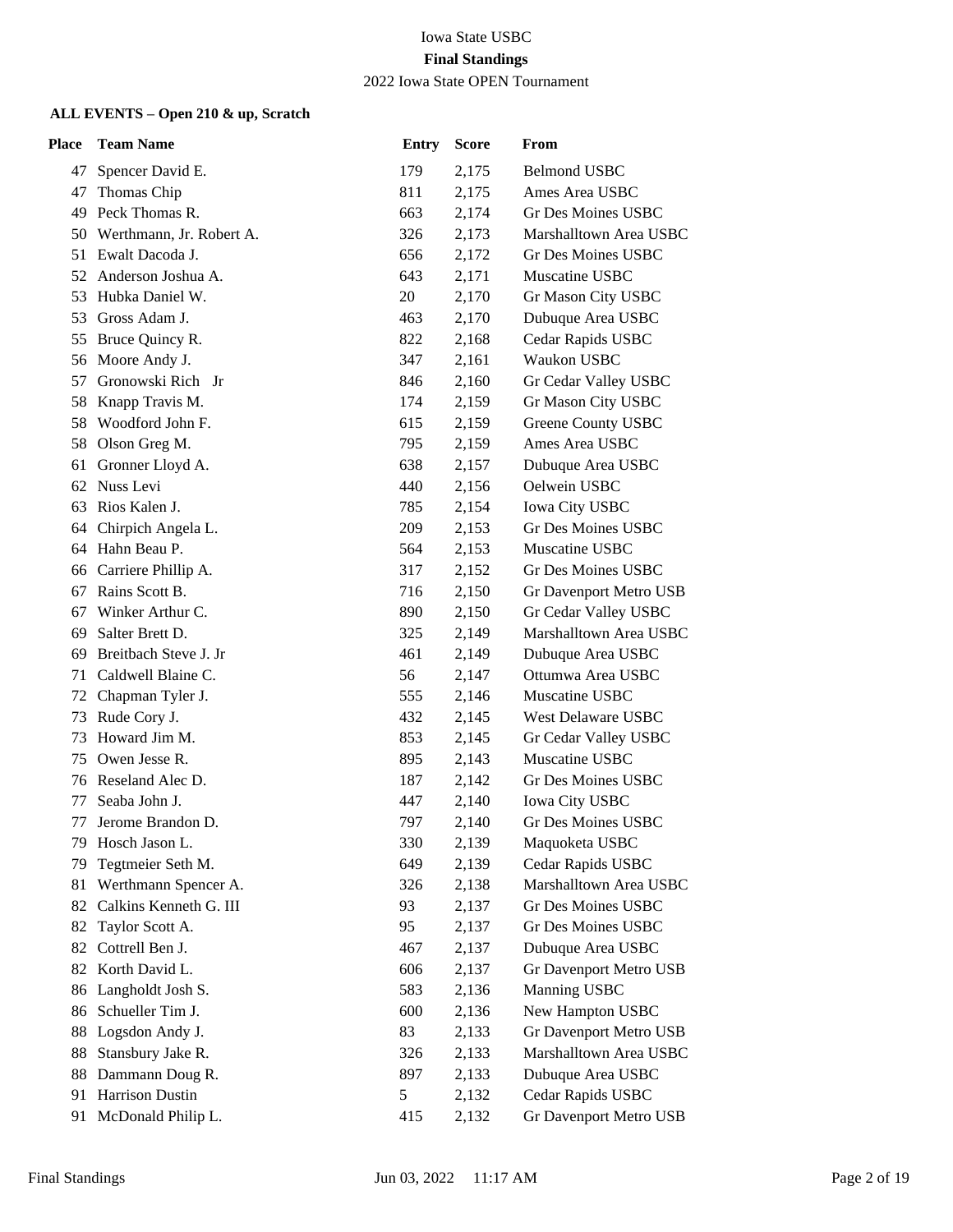Iowa State USBC

**Final Standings**

2022 Iowa State OPEN Tournament

**ALL EVENTS – Open 210 & up, Scratch**

| Place | Team Name | Entry | Score | From |
|---|---|---|---|---|
| 47 | Spencer David E. | 179 | 2,175 | Belmond USBC |
| 47 | Thomas Chip | 811 | 2,175 | Ames Area USBC |
| 49 | Peck Thomas R. | 663 | 2,174 | Gr Des Moines USBC |
| 50 | Werthmann, Jr. Robert A. | 326 | 2,173 | Marshalltown Area USBC |
| 51 | Ewalt Dacoda J. | 656 | 2,172 | Gr Des Moines USBC |
| 52 | Anderson Joshua A. | 643 | 2,171 | Muscatine USBC |
| 53 | Hubka Daniel W. | 20 | 2,170 | Gr Mason City USBC |
| 53 | Gross Adam J. | 463 | 2,170 | Dubuque Area USBC |
| 55 | Bruce Quincy R. | 822 | 2,168 | Cedar Rapids USBC |
| 56 | Moore Andy J. | 347 | 2,161 | Waukon USBC |
| 57 | Gronowski Rich Jr | 846 | 2,160 | Gr Cedar Valley USBC |
| 58 | Knapp Travis M. | 174 | 2,159 | Gr Mason City USBC |
| 58 | Woodford John F. | 615 | 2,159 | Greene County USBC |
| 58 | Olson Greg M. | 795 | 2,159 | Ames Area USBC |
| 61 | Gronner Lloyd A. | 638 | 2,157 | Dubuque Area USBC |
| 62 | Nuss Levi | 440 | 2,156 | Oelwein USBC |
| 63 | Rios Kalen J. | 785 | 2,154 | Iowa City USBC |
| 64 | Chirpich Angela L. | 209 | 2,153 | Gr Des Moines USBC |
| 64 | Hahn Beau P. | 564 | 2,153 | Muscatine USBC |
| 66 | Carriere Phillip A. | 317 | 2,152 | Gr Des Moines USBC |
| 67 | Rains Scott B. | 716 | 2,150 | Gr Davenport Metro USB |
| 67 | Winker Arthur C. | 890 | 2,150 | Gr Cedar Valley USBC |
| 69 | Salter Brett D. | 325 | 2,149 | Marshalltown Area USBC |
| 69 | Breitbach Steve J. Jr | 461 | 2,149 | Dubuque Area USBC |
| 71 | Caldwell Blaine C. | 56 | 2,147 | Ottumwa Area USBC |
| 72 | Chapman Tyler J. | 555 | 2,146 | Muscatine USBC |
| 73 | Rude Cory J. | 432 | 2,145 | West Delaware USBC |
| 73 | Howard Jim M. | 853 | 2,145 | Gr Cedar Valley USBC |
| 75 | Owen Jesse R. | 895 | 2,143 | Muscatine USBC |
| 76 | Reseland Alec D. | 187 | 2,142 | Gr Des Moines USBC |
| 77 | Seaba John J. | 447 | 2,140 | Iowa City USBC |
| 77 | Jerome Brandon D. | 797 | 2,140 | Gr Des Moines USBC |
| 79 | Hosch Jason L. | 330 | 2,139 | Maquoketa USBC |
| 79 | Tegtmeier Seth M. | 649 | 2,139 | Cedar Rapids USBC |
| 81 | Werthmann Spencer A. | 326 | 2,138 | Marshalltown Area USBC |
| 82 | Calkins Kenneth G. III | 93 | 2,137 | Gr Des Moines USBC |
| 82 | Taylor Scott A. | 95 | 2,137 | Gr Des Moines USBC |
| 82 | Cottrell Ben J. | 467 | 2,137 | Dubuque Area USBC |
| 82 | Korth David L. | 606 | 2,137 | Gr Davenport Metro USB |
| 86 | Langholdt Josh S. | 583 | 2,136 | Manning USBC |
| 86 | Schueller Tim J. | 600 | 2,136 | New Hampton USBC |
| 88 | Logsdon Andy J. | 83 | 2,133 | Gr Davenport Metro USB |
| 88 | Stansbury Jake R. | 326 | 2,133 | Marshalltown Area USBC |
| 88 | Dammann Doug R. | 897 | 2,133 | Dubuque Area USBC |
| 91 | Harrison Dustin | 5 | 2,132 | Cedar Rapids USBC |
| 91 | McDonald Philip L. | 415 | 2,132 | Gr Davenport Metro USB |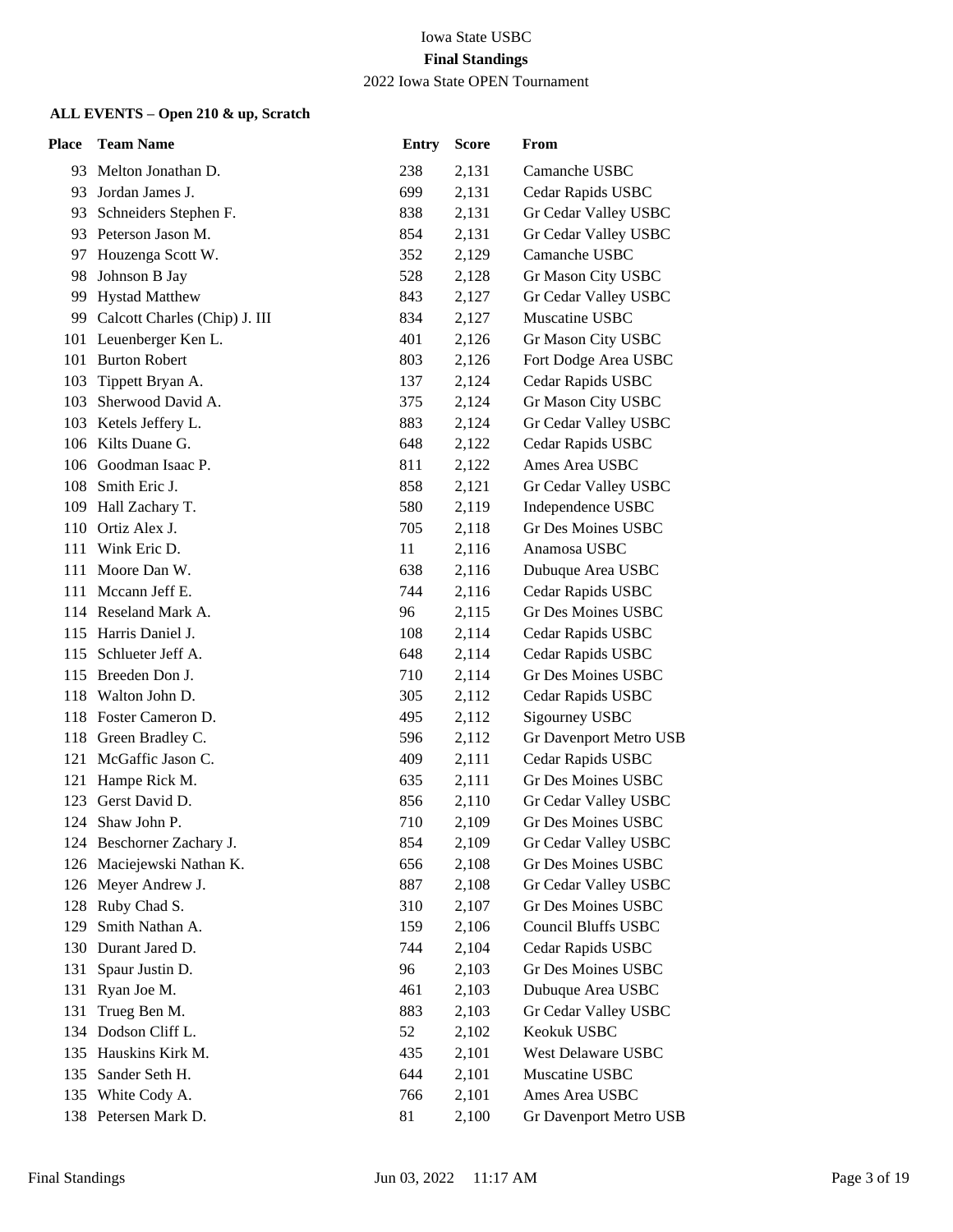Iowa State USBC

**Final Standings**

2022 Iowa State OPEN Tournament

**ALL EVENTS – Open 210 & up, Scratch**

| Place | Team Name | Entry | Score | From |
|---|---|---|---|---|
| 93 | Melton Jonathan D. | 238 | 2,131 | Camanche USBC |
| 93 | Jordan James J. | 699 | 2,131 | Cedar Rapids USBC |
| 93 | Schneiders Stephen F. | 838 | 2,131 | Gr Cedar Valley USBC |
| 93 | Peterson Jason M. | 854 | 2,131 | Gr Cedar Valley USBC |
| 97 | Houzenga Scott W. | 352 | 2,129 | Camanche USBC |
| 98 | Johnson B Jay | 528 | 2,128 | Gr Mason City USBC |
| 99 | Hystad Matthew | 843 | 2,127 | Gr Cedar Valley USBC |
| 99 | Calcott Charles (Chip) J. III | 834 | 2,127 | Muscatine USBC |
| 101 | Leuenberger Ken L. | 401 | 2,126 | Gr Mason City USBC |
| 101 | Burton Robert | 803 | 2,126 | Fort Dodge Area USBC |
| 103 | Tippett Bryan A. | 137 | 2,124 | Cedar Rapids USBC |
| 103 | Sherwood David A. | 375 | 2,124 | Gr Mason City USBC |
| 103 | Ketels Jeffery L. | 883 | 2,124 | Gr Cedar Valley USBC |
| 106 | Kilts Duane G. | 648 | 2,122 | Cedar Rapids USBC |
| 106 | Goodman Isaac P. | 811 | 2,122 | Ames Area USBC |
| 108 | Smith Eric J. | 858 | 2,121 | Gr Cedar Valley USBC |
| 109 | Hall Zachary T. | 580 | 2,119 | Independence USBC |
| 110 | Ortiz Alex J. | 705 | 2,118 | Gr Des Moines USBC |
| 111 | Wink Eric D. | 11 | 2,116 | Anamosa USBC |
| 111 | Moore Dan W. | 638 | 2,116 | Dubuque Area USBC |
| 111 | Mccann Jeff E. | 744 | 2,116 | Cedar Rapids USBC |
| 114 | Reseland Mark A. | 96 | 2,115 | Gr Des Moines USBC |
| 115 | Harris Daniel J. | 108 | 2,114 | Cedar Rapids USBC |
| 115 | Schlueter Jeff A. | 648 | 2,114 | Cedar Rapids USBC |
| 115 | Breeden Don J. | 710 | 2,114 | Gr Des Moines USBC |
| 118 | Walton John D. | 305 | 2,112 | Cedar Rapids USBC |
| 118 | Foster Cameron D. | 495 | 2,112 | Sigourney USBC |
| 118 | Green Bradley C. | 596 | 2,112 | Gr Davenport Metro USB |
| 121 | McGaffic Jason C. | 409 | 2,111 | Cedar Rapids USBC |
| 121 | Hampe Rick M. | 635 | 2,111 | Gr Des Moines USBC |
| 123 | Gerst David D. | 856 | 2,110 | Gr Cedar Valley USBC |
| 124 | Shaw John P. | 710 | 2,109 | Gr Des Moines USBC |
| 124 | Beschorner Zachary J. | 854 | 2,109 | Gr Cedar Valley USBC |
| 126 | Maciejewski Nathan K. | 656 | 2,108 | Gr Des Moines USBC |
| 126 | Meyer Andrew J. | 887 | 2,108 | Gr Cedar Valley USBC |
| 128 | Ruby Chad S. | 310 | 2,107 | Gr Des Moines USBC |
| 129 | Smith Nathan A. | 159 | 2,106 | Council Bluffs USBC |
| 130 | Durant Jared D. | 744 | 2,104 | Cedar Rapids USBC |
| 131 | Spaur Justin D. | 96 | 2,103 | Gr Des Moines USBC |
| 131 | Ryan Joe M. | 461 | 2,103 | Dubuque Area USBC |
| 131 | Trueg Ben M. | 883 | 2,103 | Gr Cedar Valley USBC |
| 134 | Dodson Cliff L. | 52 | 2,102 | Keokuk USBC |
| 135 | Hauskins Kirk M. | 435 | 2,101 | West Delaware USBC |
| 135 | Sander Seth H. | 644 | 2,101 | Muscatine USBC |
| 135 | White Cody A. | 766 | 2,101 | Ames Area USBC |
| 138 | Petersen Mark D. | 81 | 2,100 | Gr Davenport Metro USB |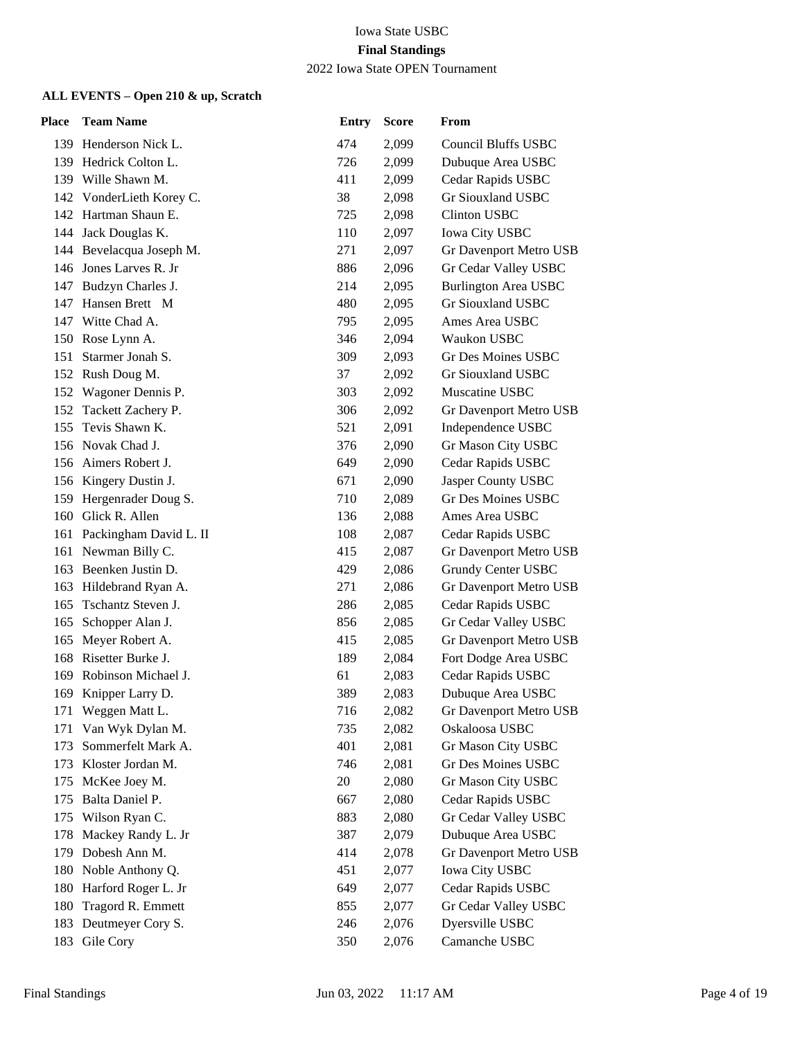Iowa State USBC

**Final Standings**

2022 Iowa State OPEN Tournament

### ALL EVENTS – Open 210 & up, Scratch

| Place | Team Name | Entry | Score | From |
|---|---|---|---|---|
| 139 | Henderson Nick L. | 474 | 2,099 | Council Bluffs USBC |
| 139 | Hedrick Colton L. | 726 | 2,099 | Dubuque Area USBC |
| 139 | Wille Shawn M. | 411 | 2,099 | Cedar Rapids USBC |
| 142 | VonderLieth Korey C. | 38 | 2,098 | Gr Siouxland USBC |
| 142 | Hartman Shaun E. | 725 | 2,098 | Clinton USBC |
| 144 | Jack Douglas K. | 110 | 2,097 | Iowa City USBC |
| 144 | Bevelacqua Joseph M. | 271 | 2,097 | Gr Davenport Metro USB |
| 146 | Jones Larves R. Jr | 886 | 2,096 | Gr Cedar Valley USBC |
| 147 | Budzyn Charles J. | 214 | 2,095 | Burlington Area USBC |
| 147 | Hansen Brett M | 480 | 2,095 | Gr Siouxland USBC |
| 147 | Witte Chad A. | 795 | 2,095 | Ames Area USBC |
| 150 | Rose Lynn A. | 346 | 2,094 | Waukon USBC |
| 151 | Starmer Jonah S. | 309 | 2,093 | Gr Des Moines USBC |
| 152 | Rush Doug M. | 37 | 2,092 | Gr Siouxland USBC |
| 152 | Wagoner Dennis P. | 303 | 2,092 | Muscatine USBC |
| 152 | Tackett Zachery P. | 306 | 2,092 | Gr Davenport Metro USB |
| 155 | Tevis Shawn K. | 521 | 2,091 | Independence USBC |
| 156 | Novak Chad J. | 376 | 2,090 | Gr Mason City USBC |
| 156 | Aimers Robert J. | 649 | 2,090 | Cedar Rapids USBC |
| 156 | Kingery Dustin J. | 671 | 2,090 | Jasper County USBC |
| 159 | Hergenrader Doug S. | 710 | 2,089 | Gr Des Moines USBC |
| 160 | Glick R. Allen | 136 | 2,088 | Ames Area USBC |
| 161 | Packingham David L. II | 108 | 2,087 | Cedar Rapids USBC |
| 161 | Newman Billy C. | 415 | 2,087 | Gr Davenport Metro USB |
| 163 | Beenken Justin D. | 429 | 2,086 | Grundy Center USBC |
| 163 | Hildebrand Ryan A. | 271 | 2,086 | Gr Davenport Metro USB |
| 165 | Tschantz Steven J. | 286 | 2,085 | Cedar Rapids USBC |
| 165 | Schopper Alan J. | 856 | 2,085 | Gr Cedar Valley USBC |
| 165 | Meyer Robert A. | 415 | 2,085 | Gr Davenport Metro USB |
| 168 | Risetter Burke J. | 189 | 2,084 | Fort Dodge Area USBC |
| 169 | Robinson Michael J. | 61 | 2,083 | Cedar Rapids USBC |
| 169 | Knipper Larry D. | 389 | 2,083 | Dubuque Area USBC |
| 171 | Weggen Matt L. | 716 | 2,082 | Gr Davenport Metro USB |
| 171 | Van Wyk Dylan M. | 735 | 2,082 | Oskaloosa USBC |
| 173 | Sommerfelt Mark A. | 401 | 2,081 | Gr Mason City USBC |
| 173 | Kloster Jordan M. | 746 | 2,081 | Gr Des Moines USBC |
| 175 | McKee Joey M. | 20 | 2,080 | Gr Mason City USBC |
| 175 | Balta Daniel P. | 667 | 2,080 | Cedar Rapids USBC |
| 175 | Wilson Ryan C. | 883 | 2,080 | Gr Cedar Valley USBC |
| 178 | Mackey Randy L. Jr | 387 | 2,079 | Dubuque Area USBC |
| 179 | Dobesh Ann M. | 414 | 2,078 | Gr Davenport Metro USB |
| 180 | Noble Anthony Q. | 451 | 2,077 | Iowa City USBC |
| 180 | Harford Roger L. Jr | 649 | 2,077 | Cedar Rapids USBC |
| 180 | Tragord R. Emmett | 855 | 2,077 | Gr Cedar Valley USBC |
| 183 | Deutmeyer Cory S. | 246 | 2,076 | Dyersville USBC |
| 183 | Gile Cory | 350 | 2,076 | Camanche USBC |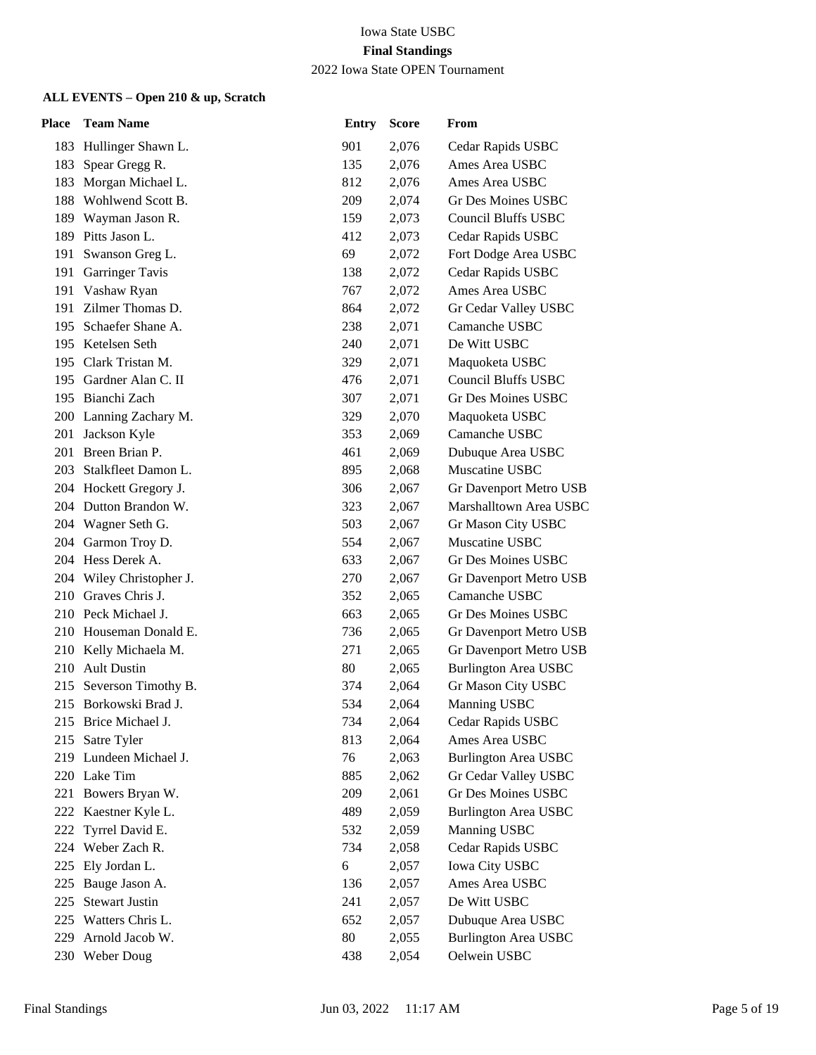Iowa State USBC

**Final Standings**

2022 Iowa State OPEN Tournament

### ALL EVENTS – Open 210 & up, Scratch

| Place | Team Name | Entry | Score | From |
|---|---|---|---|---|
| 183 | Hullinger Shawn L. | 901 | 2,076 | Cedar Rapids USBC |
| 183 | Spear Gregg R. | 135 | 2,076 | Ames Area USBC |
| 183 | Morgan Michael L. | 812 | 2,076 | Ames Area USBC |
| 188 | Wohlwend Scott B. | 209 | 2,074 | Gr Des Moines USBC |
| 189 | Wayman Jason R. | 159 | 2,073 | Council Bluffs USBC |
| 189 | Pitts Jason L. | 412 | 2,073 | Cedar Rapids USBC |
| 191 | Swanson Greg L. | 69 | 2,072 | Fort Dodge Area USBC |
| 191 | Garringer Tavis | 138 | 2,072 | Cedar Rapids USBC |
| 191 | Vashaw Ryan | 767 | 2,072 | Ames Area USBC |
| 191 | Zilmer Thomas D. | 864 | 2,072 | Gr Cedar Valley USBC |
| 195 | Schaefer Shane A. | 238 | 2,071 | Camanche USBC |
| 195 | Ketelsen Seth | 240 | 2,071 | De Witt USBC |
| 195 | Clark Tristan M. | 329 | 2,071 | Maquoketa USBC |
| 195 | Gardner Alan C. II | 476 | 2,071 | Council Bluffs USBC |
| 195 | Bianchi Zach | 307 | 2,071 | Gr Des Moines USBC |
| 200 | Lanning Zachary M. | 329 | 2,070 | Maquoketa USBC |
| 201 | Jackson Kyle | 353 | 2,069 | Camanche USBC |
| 201 | Breen Brian P. | 461 | 2,069 | Dubuque Area USBC |
| 203 | Stalkfleet Damon L. | 895 | 2,068 | Muscatine USBC |
| 204 | Hockett Gregory J. | 306 | 2,067 | Gr Davenport Metro USB |
| 204 | Dutton Brandon W. | 323 | 2,067 | Marshalltown Area USBC |
| 204 | Wagner Seth G. | 503 | 2,067 | Gr Mason City USBC |
| 204 | Garmon Troy D. | 554 | 2,067 | Muscatine USBC |
| 204 | Hess Derek A. | 633 | 2,067 | Gr Des Moines USBC |
| 204 | Wiley Christopher J. | 270 | 2,067 | Gr Davenport Metro USB |
| 210 | Graves Chris J. | 352 | 2,065 | Camanche USBC |
| 210 | Peck Michael J. | 663 | 2,065 | Gr Des Moines USBC |
| 210 | Houseman Donald E. | 736 | 2,065 | Gr Davenport Metro USB |
| 210 | Kelly Michaela M. | 271 | 2,065 | Gr Davenport Metro USB |
| 210 | Ault Dustin | 80 | 2,065 | Burlington Area USBC |
| 215 | Severson Timothy B. | 374 | 2,064 | Gr Mason City USBC |
| 215 | Borkowski Brad J. | 534 | 2,064 | Manning USBC |
| 215 | Brice Michael J. | 734 | 2,064 | Cedar Rapids USBC |
| 215 | Satre Tyler | 813 | 2,064 | Ames Area USBC |
| 219 | Lundeen Michael J. | 76 | 2,063 | Burlington Area USBC |
| 220 | Lake Tim | 885 | 2,062 | Gr Cedar Valley USBC |
| 221 | Bowers Bryan W. | 209 | 2,061 | Gr Des Moines USBC |
| 222 | Kaestner Kyle L. | 489 | 2,059 | Burlington Area USBC |
| 222 | Tyrrel David E. | 532 | 2,059 | Manning USBC |
| 224 | Weber Zach R. | 734 | 2,058 | Cedar Rapids USBC |
| 225 | Ely Jordan L. | 6 | 2,057 | Iowa City USBC |
| 225 | Bauge Jason A. | 136 | 2,057 | Ames Area USBC |
| 225 | Stewart Justin | 241 | 2,057 | De Witt USBC |
| 225 | Watters Chris L. | 652 | 2,057 | Dubuque Area USBC |
| 229 | Arnold Jacob W. | 80 | 2,055 | Burlington Area USBC |
| 230 | Weber Doug | 438 | 2,054 | Oelwein USBC |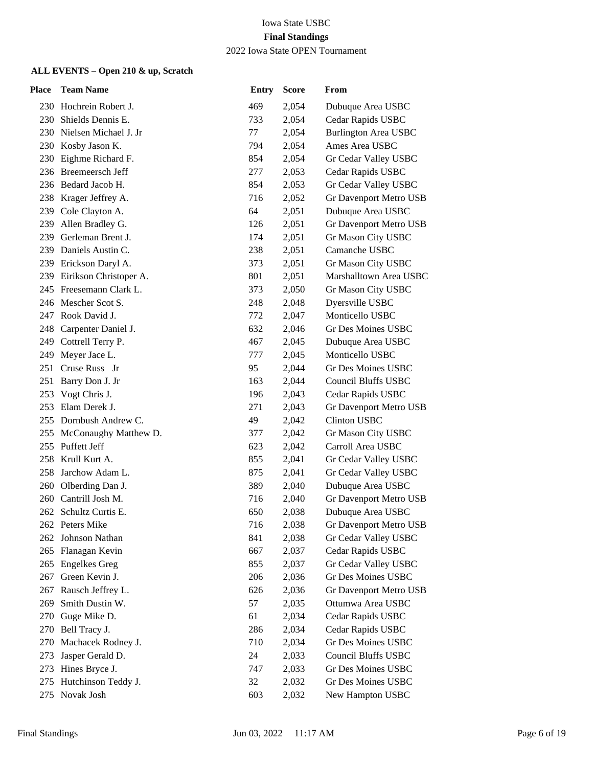Iowa State USBC

**Final Standings**

2022 Iowa State OPEN Tournament

**ALL EVENTS – Open 210 & up, Scratch**

| Place | Team Name | Entry | Score | From |
|---|---|---|---|---|
| 230 | Hochrein Robert J. | 469 | 2,054 | Dubuque Area USBC |
| 230 | Shields Dennis E. | 733 | 2,054 | Cedar Rapids USBC |
| 230 | Nielsen Michael J. Jr | 77 | 2,054 | Burlington Area USBC |
| 230 | Kosby Jason K. | 794 | 2,054 | Ames Area USBC |
| 230 | Eighme Richard F. | 854 | 2,054 | Gr Cedar Valley USBC |
| 236 | Breemeersch Jeff | 277 | 2,053 | Cedar Rapids USBC |
| 236 | Bedard Jacob H. | 854 | 2,053 | Gr Cedar Valley USBC |
| 238 | Krager Jeffrey A. | 716 | 2,052 | Gr Davenport Metro USB |
| 239 | Cole Clayton A. | 64 | 2,051 | Dubuque Area USBC |
| 239 | Allen Bradley G. | 126 | 2,051 | Gr Davenport Metro USB |
| 239 | Gerleman Brent J. | 174 | 2,051 | Gr Mason City USBC |
| 239 | Daniels Austin C. | 238 | 2,051 | Camanche USBC |
| 239 | Erickson Daryl A. | 373 | 2,051 | Gr Mason City USBC |
| 239 | Eirikson Christoper A. | 801 | 2,051 | Marshalltown Area USBC |
| 245 | Freesemann Clark L. | 373 | 2,050 | Gr Mason City USBC |
| 246 | Mescher Scot S. | 248 | 2,048 | Dyersville USBC |
| 247 | Rook David J. | 772 | 2,047 | Monticello USBC |
| 248 | Carpenter Daniel J. | 632 | 2,046 | Gr Des Moines USBC |
| 249 | Cottrell Terry P. | 467 | 2,045 | Dubuque Area USBC |
| 249 | Meyer Jace L. | 777 | 2,045 | Monticello USBC |
| 251 | Cruse Russ Jr | 95 | 2,044 | Gr Des Moines USBC |
| 251 | Barry Don J. Jr | 163 | 2,044 | Council Bluffs USBC |
| 253 | Vogt Chris J. | 196 | 2,043 | Cedar Rapids USBC |
| 253 | Elam Derek J. | 271 | 2,043 | Gr Davenport Metro USB |
| 255 | Dornbush Andrew C. | 49 | 2,042 | Clinton USBC |
| 255 | McConaughy Matthew D. | 377 | 2,042 | Gr Mason City USBC |
| 255 | Puffett Jeff | 623 | 2,042 | Carroll Area USBC |
| 258 | Krull Kurt A. | 855 | 2,041 | Gr Cedar Valley USBC |
| 258 | Jarchow Adam L. | 875 | 2,041 | Gr Cedar Valley USBC |
| 260 | Olberding Dan J. | 389 | 2,040 | Dubuque Area USBC |
| 260 | Cantrill Josh M. | 716 | 2,040 | Gr Davenport Metro USB |
| 262 | Schultz Curtis E. | 650 | 2,038 | Dubuque Area USBC |
| 262 | Peters Mike | 716 | 2,038 | Gr Davenport Metro USB |
| 262 | Johnson Nathan | 841 | 2,038 | Gr Cedar Valley USBC |
| 265 | Flanagan Kevin | 667 | 2,037 | Cedar Rapids USBC |
| 265 | Engelkes Greg | 855 | 2,037 | Gr Cedar Valley USBC |
| 267 | Green Kevin J. | 206 | 2,036 | Gr Des Moines USBC |
| 267 | Rausch Jeffrey L. | 626 | 2,036 | Gr Davenport Metro USB |
| 269 | Smith Dustin W. | 57 | 2,035 | Ottumwa Area USBC |
| 270 | Guge Mike D. | 61 | 2,034 | Cedar Rapids USBC |
| 270 | Bell Tracy J. | 286 | 2,034 | Cedar Rapids USBC |
| 270 | Machacek Rodney J. | 710 | 2,034 | Gr Des Moines USBC |
| 273 | Jasper Gerald D. | 24 | 2,033 | Council Bluffs USBC |
| 273 | Hines Bryce J. | 747 | 2,033 | Gr Des Moines USBC |
| 275 | Hutchinson Teddy J. | 32 | 2,032 | Gr Des Moines USBC |
| 275 | Novak Josh | 603 | 2,032 | New Hampton USBC |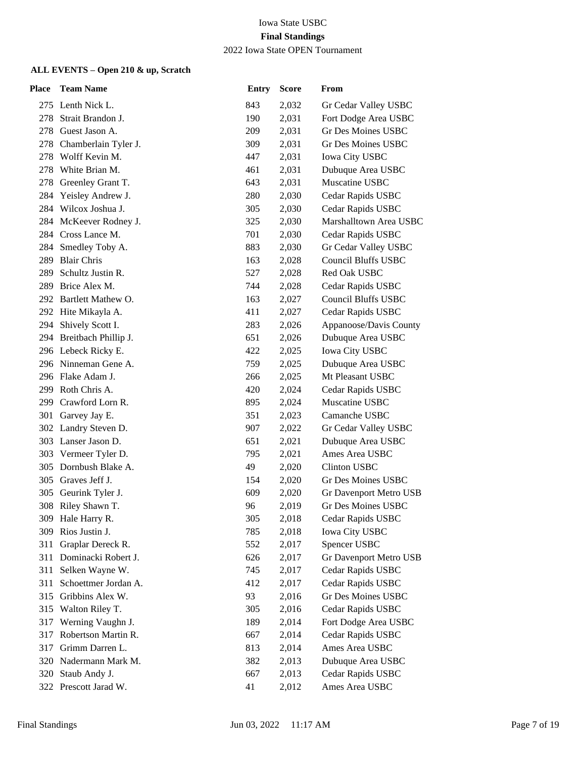Iowa State USBC

**Final Standings**

2022 Iowa State OPEN Tournament

**ALL EVENTS – Open 210 & up, Scratch**

| Place | Team Name | Entry | Score | From |
|---|---|---|---|---|
| 275 | Lenth Nick L. | 843 | 2,032 | Gr Cedar Valley USBC |
| 278 | Strait Brandon J. | 190 | 2,031 | Fort Dodge Area USBC |
| 278 | Guest Jason A. | 209 | 2,031 | Gr Des Moines USBC |
| 278 | Chamberlain Tyler J. | 309 | 2,031 | Gr Des Moines USBC |
| 278 | Wolff Kevin M. | 447 | 2,031 | Iowa City USBC |
| 278 | White Brian M. | 461 | 2,031 | Dubuque Area USBC |
| 278 | Greenley Grant T. | 643 | 2,031 | Muscatine USBC |
| 284 | Yeisley Andrew J. | 280 | 2,030 | Cedar Rapids USBC |
| 284 | Wilcox Joshua J. | 305 | 2,030 | Cedar Rapids USBC |
| 284 | McKeever Rodney J. | 325 | 2,030 | Marshalltown Area USBC |
| 284 | Cross Lance M. | 701 | 2,030 | Cedar Rapids USBC |
| 284 | Smedley Toby A. | 883 | 2,030 | Gr Cedar Valley USBC |
| 289 | Blair Chris | 163 | 2,028 | Council Bluffs USBC |
| 289 | Schultz Justin R. | 527 | 2,028 | Red Oak USBC |
| 289 | Brice Alex M. | 744 | 2,028 | Cedar Rapids USBC |
| 292 | Bartlett Mathew O. | 163 | 2,027 | Council Bluffs USBC |
| 292 | Hite Mikayla A. | 411 | 2,027 | Cedar Rapids USBC |
| 294 | Shively Scott I. | 283 | 2,026 | Appanoose/Davis County |
| 294 | Breitbach Phillip J. | 651 | 2,026 | Dubuque Area USBC |
| 296 | Lebeck Ricky E. | 422 | 2,025 | Iowa City USBC |
| 296 | Ninneman Gene A. | 759 | 2,025 | Dubuque Area USBC |
| 296 | Flake Adam J. | 266 | 2,025 | Mt Pleasant USBC |
| 299 | Roth Chris A. | 420 | 2,024 | Cedar Rapids USBC |
| 299 | Crawford Lorn R. | 895 | 2,024 | Muscatine USBC |
| 301 | Garvey Jay E. | 351 | 2,023 | Camanche USBC |
| 302 | Landry Steven D. | 907 | 2,022 | Gr Cedar Valley USBC |
| 303 | Lanser Jason D. | 651 | 2,021 | Dubuque Area USBC |
| 303 | Vermeer Tyler D. | 795 | 2,021 | Ames Area USBC |
| 305 | Dornbush Blake A. | 49 | 2,020 | Clinton USBC |
| 305 | Graves Jeff J. | 154 | 2,020 | Gr Des Moines USBC |
| 305 | Geurink Tyler J. | 609 | 2,020 | Gr Davenport Metro USB |
| 308 | Riley Shawn T. | 96 | 2,019 | Gr Des Moines USBC |
| 309 | Hale Harry R. | 305 | 2,018 | Cedar Rapids USBC |
| 309 | Rios Justin J. | 785 | 2,018 | Iowa City USBC |
| 311 | Graplar Dereck R. | 552 | 2,017 | Spencer USBC |
| 311 | Dominacki Robert J. | 626 | 2,017 | Gr Davenport Metro USB |
| 311 | Selken Wayne W. | 745 | 2,017 | Cedar Rapids USBC |
| 311 | Schoettmer Jordan A. | 412 | 2,017 | Cedar Rapids USBC |
| 315 | Gribbins Alex W. | 93 | 2,016 | Gr Des Moines USBC |
| 315 | Walton Riley T. | 305 | 2,016 | Cedar Rapids USBC |
| 317 | Werning Vaughn J. | 189 | 2,014 | Fort Dodge Area USBC |
| 317 | Robertson Martin R. | 667 | 2,014 | Cedar Rapids USBC |
| 317 | Grimm Darren L. | 813 | 2,014 | Ames Area USBC |
| 320 | Nadermann Mark M. | 382 | 2,013 | Dubuque Area USBC |
| 320 | Staub Andy J. | 667 | 2,013 | Cedar Rapids USBC |
| 322 | Prescott Jarad W. | 41 | 2,012 | Ames Area USBC |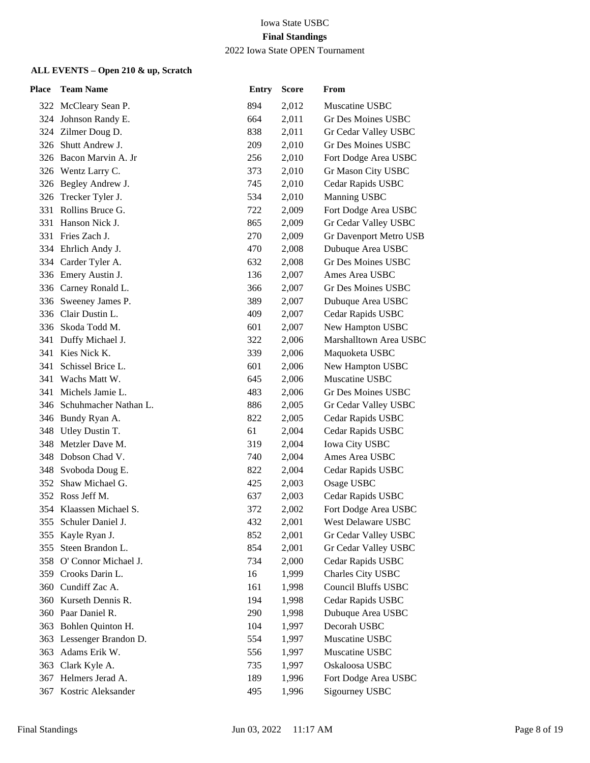Iowa State USBC

**Final Standings**

2022 Iowa State OPEN Tournament

**ALL EVENTS – Open 210 & up, Scratch**

| Place | Team Name | Entry | Score | From |
|---|---|---|---|---|
| 322 | McCleary Sean P. | 894 | 2,012 | Muscatine USBC |
| 324 | Johnson Randy E. | 664 | 2,011 | Gr Des Moines USBC |
| 324 | Zilmer Doug D. | 838 | 2,011 | Gr Cedar Valley USBC |
| 326 | Shutt Andrew J. | 209 | 2,010 | Gr Des Moines USBC |
| 326 | Bacon Marvin A. Jr | 256 | 2,010 | Fort Dodge Area USBC |
| 326 | Wentz Larry C. | 373 | 2,010 | Gr Mason City USBC |
| 326 | Begley Andrew J. | 745 | 2,010 | Cedar Rapids USBC |
| 326 | Trecker Tyler J. | 534 | 2,010 | Manning USBC |
| 331 | Rollins Bruce G. | 722 | 2,009 | Fort Dodge Area USBC |
| 331 | Hanson Nick J. | 865 | 2,009 | Gr Cedar Valley USBC |
| 331 | Fries Zach J. | 270 | 2,009 | Gr Davenport Metro USB |
| 334 | Ehrlich Andy J. | 470 | 2,008 | Dubuque Area USBC |
| 334 | Carder Tyler A. | 632 | 2,008 | Gr Des Moines USBC |
| 336 | Emery Austin J. | 136 | 2,007 | Ames Area USBC |
| 336 | Carney Ronald L. | 366 | 2,007 | Gr Des Moines USBC |
| 336 | Sweeney James P. | 389 | 2,007 | Dubuque Area USBC |
| 336 | Clair Dustin L. | 409 | 2,007 | Cedar Rapids USBC |
| 336 | Skoda Todd M. | 601 | 2,007 | New Hampton USBC |
| 341 | Duffy Michael J. | 322 | 2,006 | Marshalltown Area USBC |
| 341 | Kies Nick K. | 339 | 2,006 | Maquoketa USBC |
| 341 | Schissel Brice L. | 601 | 2,006 | New Hampton USBC |
| 341 | Wachs Matt W. | 645 | 2,006 | Muscatine USBC |
| 341 | Michels Jamie L. | 483 | 2,006 | Gr Des Moines USBC |
| 346 | Schuhmacher Nathan L. | 886 | 2,005 | Gr Cedar Valley USBC |
| 346 | Bundy Ryan A. | 822 | 2,005 | Cedar Rapids USBC |
| 348 | Utley Dustin T. | 61 | 2,004 | Cedar Rapids USBC |
| 348 | Metzler Dave M. | 319 | 2,004 | Iowa City USBC |
| 348 | Dobson Chad V. | 740 | 2,004 | Ames Area USBC |
| 348 | Svoboda Doug E. | 822 | 2,004 | Cedar Rapids USBC |
| 352 | Shaw Michael G. | 425 | 2,003 | Osage USBC |
| 352 | Ross Jeff M. | 637 | 2,003 | Cedar Rapids USBC |
| 354 | Klaassen Michael S. | 372 | 2,002 | Fort Dodge Area USBC |
| 355 | Schuler Daniel J. | 432 | 2,001 | West Delaware USBC |
| 355 | Kayle Ryan J. | 852 | 2,001 | Gr Cedar Valley USBC |
| 355 | Steen Brandon L. | 854 | 2,001 | Gr Cedar Valley USBC |
| 358 | O' Connor Michael J. | 734 | 2,000 | Cedar Rapids USBC |
| 359 | Crooks Darin L. | 16 | 1,999 | Charles City USBC |
| 360 | Cundiff Zac A. | 161 | 1,998 | Council Bluffs USBC |
| 360 | Kurseth Dennis R. | 194 | 1,998 | Cedar Rapids USBC |
| 360 | Paar Daniel R. | 290 | 1,998 | Dubuque Area USBC |
| 363 | Bohlen Quinton H. | 104 | 1,997 | Decorah USBC |
| 363 | Lessenger Brandon D. | 554 | 1,997 | Muscatine USBC |
| 363 | Adams Erik W. | 556 | 1,997 | Muscatine USBC |
| 363 | Clark Kyle A. | 735 | 1,997 | Oskaloosa USBC |
| 367 | Helmers Jerad A. | 189 | 1,996 | Fort Dodge Area USBC |
| 367 | Kostric Aleksander | 495 | 1,996 | Sigourney USBC |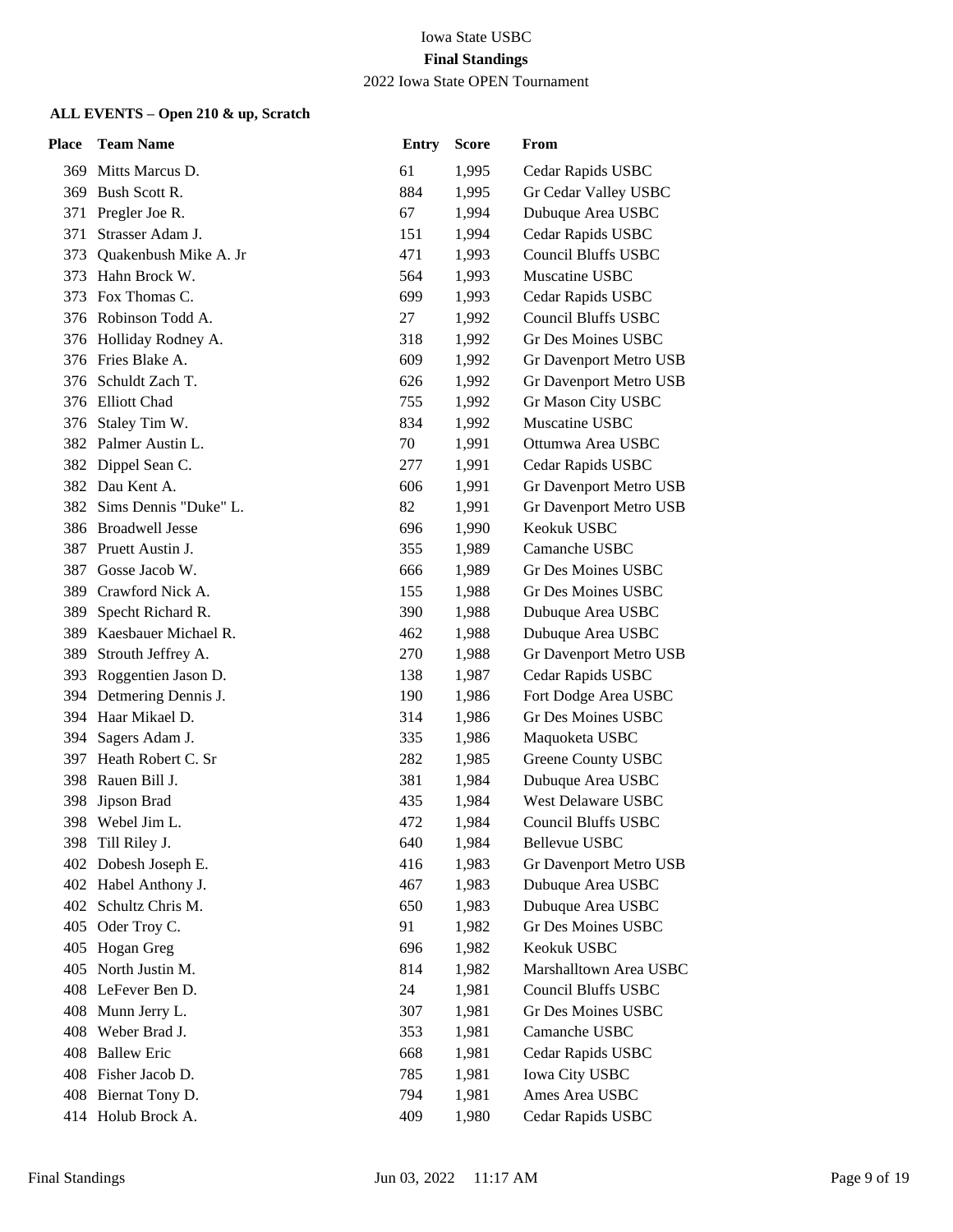Iowa State USBC

**Final Standings**

2022 Iowa State OPEN Tournament

### ALL EVENTS – Open 210 & up, Scratch

| Place | Team Name | Entry | Score | From |
|---|---|---|---|---|
| 369 | Mitts Marcus D. | 61 | 1,995 | Cedar Rapids USBC |
| 369 | Bush Scott R. | 884 | 1,995 | Gr Cedar Valley USBC |
| 371 | Pregler Joe R. | 67 | 1,994 | Dubuque Area USBC |
| 371 | Strasser Adam J. | 151 | 1,994 | Cedar Rapids USBC |
| 373 | Quakenbush Mike A. Jr | 471 | 1,993 | Council Bluffs USBC |
| 373 | Hahn Brock W. | 564 | 1,993 | Muscatine USBC |
| 373 | Fox Thomas C. | 699 | 1,993 | Cedar Rapids USBC |
| 376 | Robinson Todd A. | 27 | 1,992 | Council Bluffs USBC |
| 376 | Holliday Rodney A. | 318 | 1,992 | Gr Des Moines USBC |
| 376 | Fries Blake A. | 609 | 1,992 | Gr Davenport Metro USB |
| 376 | Schuldt Zach T. | 626 | 1,992 | Gr Davenport Metro USB |
| 376 | Elliott Chad | 755 | 1,992 | Gr Mason City USBC |
| 376 | Staley Tim W. | 834 | 1,992 | Muscatine USBC |
| 382 | Palmer Austin L. | 70 | 1,991 | Ottumwa Area USBC |
| 382 | Dippel Sean C. | 277 | 1,991 | Cedar Rapids USBC |
| 382 | Dau Kent A. | 606 | 1,991 | Gr Davenport Metro USB |
| 382 | Sims Dennis "Duke" L. | 82 | 1,991 | Gr Davenport Metro USB |
| 386 | Broadwell Jesse | 696 | 1,990 | Keokuk USBC |
| 387 | Pruett Austin J. | 355 | 1,989 | Camanche USBC |
| 387 | Gosse Jacob W. | 666 | 1,989 | Gr Des Moines USBC |
| 389 | Crawford Nick A. | 155 | 1,988 | Gr Des Moines USBC |
| 389 | Specht Richard R. | 390 | 1,988 | Dubuque Area USBC |
| 389 | Kaesbauer Michael R. | 462 | 1,988 | Dubuque Area USBC |
| 389 | Strouth Jeffrey A. | 270 | 1,988 | Gr Davenport Metro USB |
| 393 | Roggentien Jason D. | 138 | 1,987 | Cedar Rapids USBC |
| 394 | Detmering Dennis J. | 190 | 1,986 | Fort Dodge Area USBC |
| 394 | Haar Mikael D. | 314 | 1,986 | Gr Des Moines USBC |
| 394 | Sagers Adam J. | 335 | 1,986 | Maquoketa USBC |
| 397 | Heath Robert C. Sr | 282 | 1,985 | Greene County USBC |
| 398 | Rauen Bill J. | 381 | 1,984 | Dubuque Area USBC |
| 398 | Jipson Brad | 435 | 1,984 | West Delaware USBC |
| 398 | Webel Jim L. | 472 | 1,984 | Council Bluffs USBC |
| 398 | Till Riley J. | 640 | 1,984 | Bellevue USBC |
| 402 | Dobesh Joseph E. | 416 | 1,983 | Gr Davenport Metro USB |
| 402 | Habel Anthony J. | 467 | 1,983 | Dubuque Area USBC |
| 402 | Schultz Chris M. | 650 | 1,983 | Dubuque Area USBC |
| 405 | Oder Troy C. | 91 | 1,982 | Gr Des Moines USBC |
| 405 | Hogan Greg | 696 | 1,982 | Keokuk USBC |
| 405 | North Justin M. | 814 | 1,982 | Marshalltown Area USBC |
| 408 | LeFever Ben D. | 24 | 1,981 | Council Bluffs USBC |
| 408 | Munn Jerry L. | 307 | 1,981 | Gr Des Moines USBC |
| 408 | Weber Brad J. | 353 | 1,981 | Camanche USBC |
| 408 | Ballew Eric | 668 | 1,981 | Cedar Rapids USBC |
| 408 | Fisher Jacob D. | 785 | 1,981 | Iowa City USBC |
| 408 | Biernat Tony D. | 794 | 1,981 | Ames Area USBC |
| 414 | Holub Brock A. | 409 | 1,980 | Cedar Rapids USBC |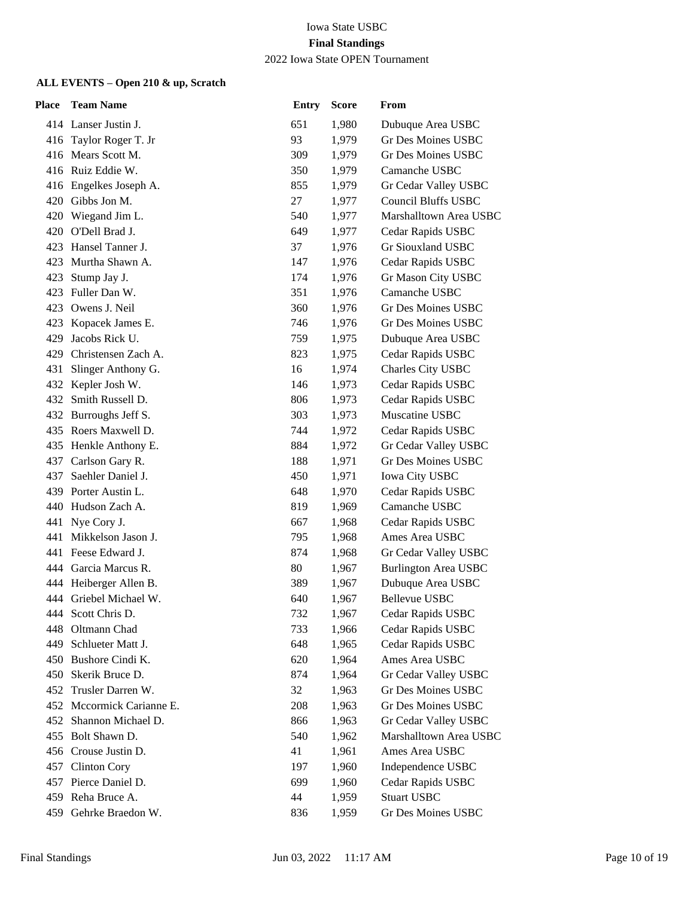Iowa State USBC

**Final Standings**

2022 Iowa State OPEN Tournament

**ALL EVENTS – Open 210 & up, Scratch**

| Place | Team Name | Entry | Score | From |
|---|---|---|---|---|
| 414 | Lanser Justin J. | 651 | 1,980 | Dubuque Area USBC |
| 416 | Taylor Roger T. Jr | 93 | 1,979 | Gr Des Moines USBC |
| 416 | Mears Scott M. | 309 | 1,979 | Gr Des Moines USBC |
| 416 | Ruiz Eddie W. | 350 | 1,979 | Camanche USBC |
| 416 | Engelkes Joseph A. | 855 | 1,979 | Gr Cedar Valley USBC |
| 420 | Gibbs Jon M. | 27 | 1,977 | Council Bluffs USBC |
| 420 | Wiegand Jim L. | 540 | 1,977 | Marshalltown Area USBC |
| 420 | O'Dell Brad J. | 649 | 1,977 | Cedar Rapids USBC |
| 423 | Hansel Tanner J. | 37 | 1,976 | Gr Siouxland USBC |
| 423 | Murtha Shawn A. | 147 | 1,976 | Cedar Rapids USBC |
| 423 | Stump Jay J. | 174 | 1,976 | Gr Mason City USBC |
| 423 | Fuller Dan W. | 351 | 1,976 | Camanche USBC |
| 423 | Owens J. Neil | 360 | 1,976 | Gr Des Moines USBC |
| 423 | Kopacek James E. | 746 | 1,976 | Gr Des Moines USBC |
| 429 | Jacobs Rick U. | 759 | 1,975 | Dubuque Area USBC |
| 429 | Christensen Zach A. | 823 | 1,975 | Cedar Rapids USBC |
| 431 | Slinger Anthony G. | 16 | 1,974 | Charles City USBC |
| 432 | Kepler Josh W. | 146 | 1,973 | Cedar Rapids USBC |
| 432 | Smith Russell D. | 806 | 1,973 | Cedar Rapids USBC |
| 432 | Burroughs Jeff S. | 303 | 1,973 | Muscatine USBC |
| 435 | Roers Maxwell D. | 744 | 1,972 | Cedar Rapids USBC |
| 435 | Henkle Anthony E. | 884 | 1,972 | Gr Cedar Valley USBC |
| 437 | Carlson Gary R. | 188 | 1,971 | Gr Des Moines USBC |
| 437 | Saehler Daniel J. | 450 | 1,971 | Iowa City USBC |
| 439 | Porter Austin L. | 648 | 1,970 | Cedar Rapids USBC |
| 440 | Hudson Zach A. | 819 | 1,969 | Camanche USBC |
| 441 | Nye Cory J. | 667 | 1,968 | Cedar Rapids USBC |
| 441 | Mikkelson Jason J. | 795 | 1,968 | Ames Area USBC |
| 441 | Feese Edward J. | 874 | 1,968 | Gr Cedar Valley USBC |
| 444 | Garcia Marcus R. | 80 | 1,967 | Burlington Area USBC |
| 444 | Heiberger Allen B. | 389 | 1,967 | Dubuque Area USBC |
| 444 | Griebel Michael W. | 640 | 1,967 | Bellevue USBC |
| 444 | Scott Chris D. | 732 | 1,967 | Cedar Rapids USBC |
| 448 | Oltmann Chad | 733 | 1,966 | Cedar Rapids USBC |
| 449 | Schlueter Matt J. | 648 | 1,965 | Cedar Rapids USBC |
| 450 | Bushore Cindi K. | 620 | 1,964 | Ames Area USBC |
| 450 | Skerik Bruce D. | 874 | 1,964 | Gr Cedar Valley USBC |
| 452 | Trusler Darren W. | 32 | 1,963 | Gr Des Moines USBC |
| 452 | Mccormick Carianne E. | 208 | 1,963 | Gr Des Moines USBC |
| 452 | Shannon Michael D. | 866 | 1,963 | Gr Cedar Valley USBC |
| 455 | Bolt Shawn D. | 540 | 1,962 | Marshalltown Area USBC |
| 456 | Crouse Justin D. | 41 | 1,961 | Ames Area USBC |
| 457 | Clinton Cory | 197 | 1,960 | Independence USBC |
| 457 | Pierce Daniel D. | 699 | 1,960 | Cedar Rapids USBC |
| 459 | Reha Bruce A. | 44 | 1,959 | Stuart USBC |
| 459 | Gehrke Braedon W. | 836 | 1,959 | Gr Des Moines USBC |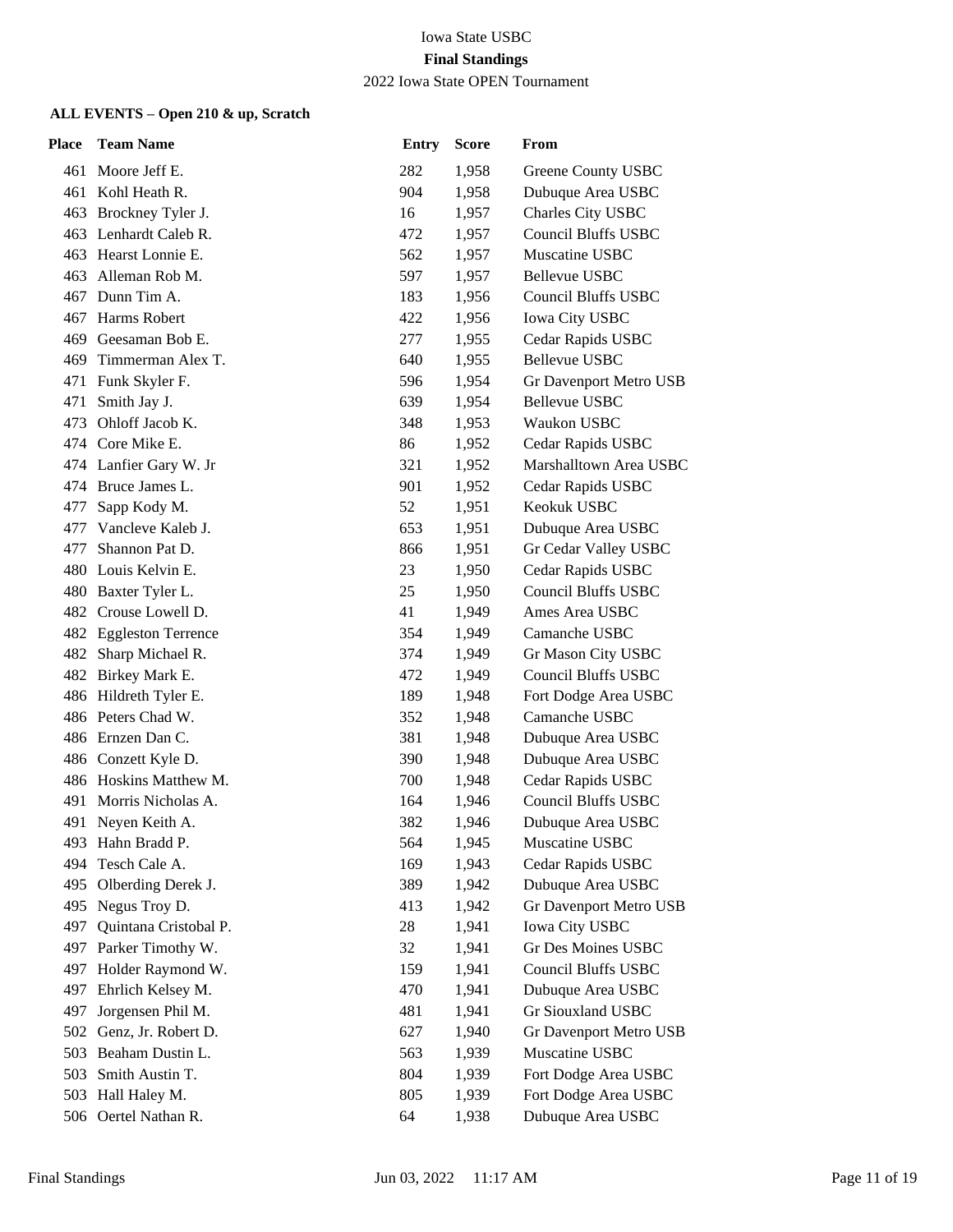Iowa State USBC

**Final Standings**

2022 Iowa State OPEN Tournament

**ALL EVENTS – Open 210 & up, Scratch**

| Place | Team Name | Entry | Score | From |
|---|---|---|---|---|
| 461 | Moore Jeff E. | 282 | 1,958 | Greene County USBC |
| 461 | Kohl Heath R. | 904 | 1,958 | Dubuque Area USBC |
| 463 | Brockney Tyler J. | 16 | 1,957 | Charles City USBC |
| 463 | Lenhardt Caleb R. | 472 | 1,957 | Council Bluffs USBC |
| 463 | Hearst Lonnie E. | 562 | 1,957 | Muscatine USBC |
| 463 | Alleman Rob M. | 597 | 1,957 | Bellevue USBC |
| 467 | Dunn Tim A. | 183 | 1,956 | Council Bluffs USBC |
| 467 | Harms Robert | 422 | 1,956 | Iowa City USBC |
| 469 | Geesaman Bob E. | 277 | 1,955 | Cedar Rapids USBC |
| 469 | Timmerman Alex T. | 640 | 1,955 | Bellevue USBC |
| 471 | Funk Skyler F. | 596 | 1,954 | Gr Davenport Metro USB |
| 471 | Smith Jay J. | 639 | 1,954 | Bellevue USBC |
| 473 | Ohloff Jacob K. | 348 | 1,953 | Waukon USBC |
| 474 | Core Mike E. | 86 | 1,952 | Cedar Rapids USBC |
| 474 | Lanfier Gary W. Jr | 321 | 1,952 | Marshalltown Area USBC |
| 474 | Bruce James L. | 901 | 1,952 | Cedar Rapids USBC |
| 477 | Sapp Kody M. | 52 | 1,951 | Keokuk USBC |
| 477 | Vancleve Kaleb J. | 653 | 1,951 | Dubuque Area USBC |
| 477 | Shannon Pat D. | 866 | 1,951 | Gr Cedar Valley USBC |
| 480 | Louis Kelvin E. | 23 | 1,950 | Cedar Rapids USBC |
| 480 | Baxter Tyler L. | 25 | 1,950 | Council Bluffs USBC |
| 482 | Crouse Lowell D. | 41 | 1,949 | Ames Area USBC |
| 482 | Eggleston Terrence | 354 | 1,949 | Camanche USBC |
| 482 | Sharp Michael R. | 374 | 1,949 | Gr Mason City USBC |
| 482 | Birkey Mark E. | 472 | 1,949 | Council Bluffs USBC |
| 486 | Hildreth Tyler E. | 189 | 1,948 | Fort Dodge Area USBC |
| 486 | Peters Chad W. | 352 | 1,948 | Camanche USBC |
| 486 | Ernzen Dan C. | 381 | 1,948 | Dubuque Area USBC |
| 486 | Conzett Kyle D. | 390 | 1,948 | Dubuque Area USBC |
| 486 | Hoskins Matthew M. | 700 | 1,948 | Cedar Rapids USBC |
| 491 | Morris Nicholas A. | 164 | 1,946 | Council Bluffs USBC |
| 491 | Neyen Keith A. | 382 | 1,946 | Dubuque Area USBC |
| 493 | Hahn Bradd P. | 564 | 1,945 | Muscatine USBC |
| 494 | Tesch Cale A. | 169 | 1,943 | Cedar Rapids USBC |
| 495 | Olberding Derek J. | 389 | 1,942 | Dubuque Area USBC |
| 495 | Negus Troy D. | 413 | 1,942 | Gr Davenport Metro USB |
| 497 | Quintana Cristobal P. | 28 | 1,941 | Iowa City USBC |
| 497 | Parker Timothy W. | 32 | 1,941 | Gr Des Moines USBC |
| 497 | Holder Raymond W. | 159 | 1,941 | Council Bluffs USBC |
| 497 | Ehrlich Kelsey M. | 470 | 1,941 | Dubuque Area USBC |
| 497 | Jorgensen Phil M. | 481 | 1,941 | Gr Siouxland USBC |
| 502 | Genz, Jr. Robert D. | 627 | 1,940 | Gr Davenport Metro USB |
| 503 | Beaham Dustin L. | 563 | 1,939 | Muscatine USBC |
| 503 | Smith Austin T. | 804 | 1,939 | Fort Dodge Area USBC |
| 503 | Hall Haley M. | 805 | 1,939 | Fort Dodge Area USBC |
| 506 | Oertel Nathan R. | 64 | 1,938 | Dubuque Area USBC |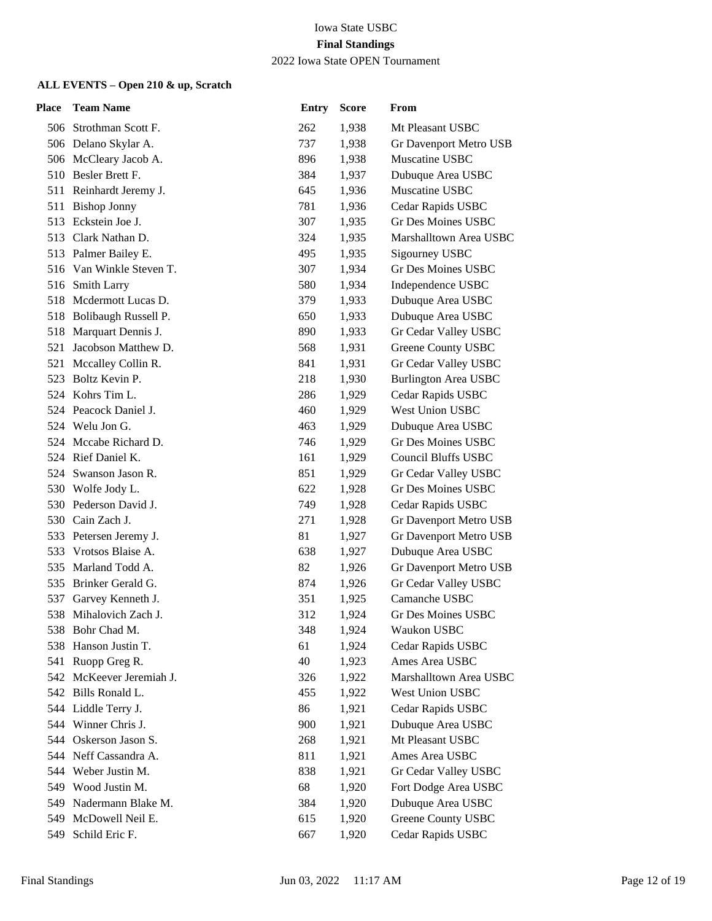Iowa State USBC

**Final Standings**

2022 Iowa State OPEN Tournament

**ALL EVENTS – Open 210 & up, Scratch**

| Place | Team Name | Entry | Score | From |
|---|---|---|---|---|
| 506 | Strothman Scott F. | 262 | 1,938 | Mt Pleasant USBC |
| 506 | Delano Skylar A. | 737 | 1,938 | Gr Davenport Metro USB |
| 506 | McCleary Jacob A. | 896 | 1,938 | Muscatine USBC |
| 510 | Besler Brett F. | 384 | 1,937 | Dubuque Area USBC |
| 511 | Reinhardt Jeremy J. | 645 | 1,936 | Muscatine USBC |
| 511 | Bishop Jonny | 781 | 1,936 | Cedar Rapids USBC |
| 513 | Eckstein Joe J. | 307 | 1,935 | Gr Des Moines USBC |
| 513 | Clark Nathan D. | 324 | 1,935 | Marshalltown Area USBC |
| 513 | Palmer Bailey E. | 495 | 1,935 | Sigourney USBC |
| 516 | Van Winkle Steven T. | 307 | 1,934 | Gr Des Moines USBC |
| 516 | Smith Larry | 580 | 1,934 | Independence USBC |
| 518 | Mcdermott Lucas D. | 379 | 1,933 | Dubuque Area USBC |
| 518 | Bolibaugh Russell P. | 650 | 1,933 | Dubuque Area USBC |
| 518 | Marquart Dennis J. | 890 | 1,933 | Gr Cedar Valley USBC |
| 521 | Jacobson Matthew D. | 568 | 1,931 | Greene County USBC |
| 521 | Mccalley Collin R. | 841 | 1,931 | Gr Cedar Valley USBC |
| 523 | Boltz Kevin P. | 218 | 1,930 | Burlington Area USBC |
| 524 | Kohrs Tim L. | 286 | 1,929 | Cedar Rapids USBC |
| 524 | Peacock Daniel J. | 460 | 1,929 | West Union USBC |
| 524 | Welu Jon G. | 463 | 1,929 | Dubuque Area USBC |
| 524 | Mccabe Richard D. | 746 | 1,929 | Gr Des Moines USBC |
| 524 | Rief Daniel K. | 161 | 1,929 | Council Bluffs USBC |
| 524 | Swanson Jason R. | 851 | 1,929 | Gr Cedar Valley USBC |
| 530 | Wolfe Jody L. | 622 | 1,928 | Gr Des Moines USBC |
| 530 | Pederson David J. | 749 | 1,928 | Cedar Rapids USBC |
| 530 | Cain Zach J. | 271 | 1,928 | Gr Davenport Metro USB |
| 533 | Petersen Jeremy J. | 81 | 1,927 | Gr Davenport Metro USB |
| 533 | Vrotsos Blaise A. | 638 | 1,927 | Dubuque Area USBC |
| 535 | Marland Todd A. | 82 | 1,926 | Gr Davenport Metro USB |
| 535 | Brinker Gerald G. | 874 | 1,926 | Gr Cedar Valley USBC |
| 537 | Garvey Kenneth J. | 351 | 1,925 | Camanche USBC |
| 538 | Mihalovich Zach J. | 312 | 1,924 | Gr Des Moines USBC |
| 538 | Bohr Chad M. | 348 | 1,924 | Waukon USBC |
| 538 | Hanson Justin T. | 61 | 1,924 | Cedar Rapids USBC |
| 541 | Ruopp Greg R. | 40 | 1,923 | Ames Area USBC |
| 542 | McKeever Jeremiah J. | 326 | 1,922 | Marshalltown Area USBC |
| 542 | Bills Ronald L. | 455 | 1,922 | West Union USBC |
| 544 | Liddle Terry J. | 86 | 1,921 | Cedar Rapids USBC |
| 544 | Winner Chris J. | 900 | 1,921 | Dubuque Area USBC |
| 544 | Oskerson Jason S. | 268 | 1,921 | Mt Pleasant USBC |
| 544 | Neff Cassandra A. | 811 | 1,921 | Ames Area USBC |
| 544 | Weber Justin M. | 838 | 1,921 | Gr Cedar Valley USBC |
| 549 | Wood Justin M. | 68 | 1,920 | Fort Dodge Area USBC |
| 549 | Nadermann Blake M. | 384 | 1,920 | Dubuque Area USBC |
| 549 | McDowell Neil E. | 615 | 1,920 | Greene County USBC |
| 549 | Schild Eric F. | 667 | 1,920 | Cedar Rapids USBC |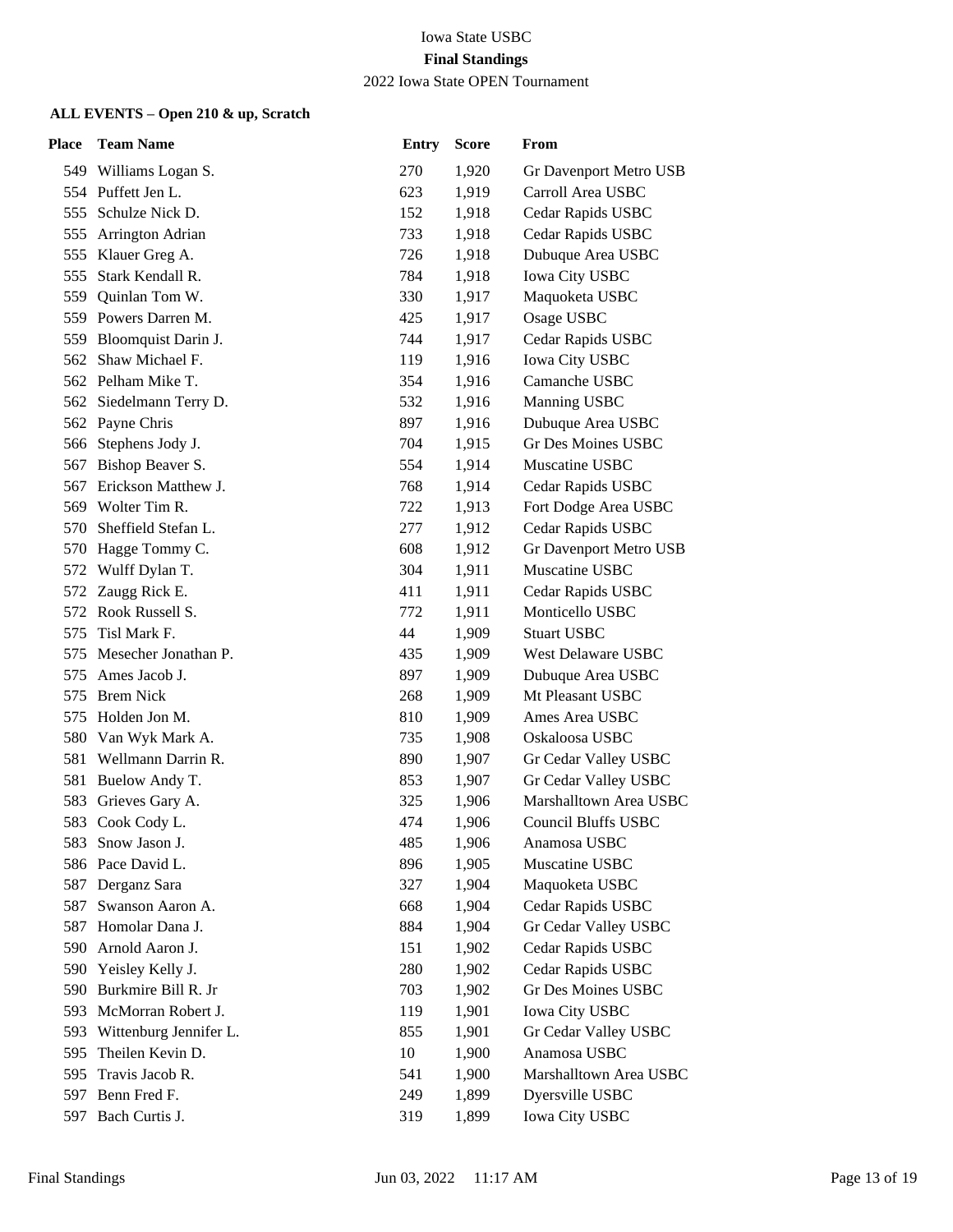Iowa State USBC

**Final Standings**

2022 Iowa State OPEN Tournament

#### ALL EVENTS – Open 210 & up, Scratch

| Place | Team Name | Entry | Score | From |
|---|---|---|---|---|
| 549 | Williams Logan S. | 270 | 1,920 | Gr Davenport Metro USB |
| 554 | Puffett Jen L. | 623 | 1,919 | Carroll Area USBC |
| 555 | Schulze Nick D. | 152 | 1,918 | Cedar Rapids USBC |
| 555 | Arrington Adrian | 733 | 1,918 | Cedar Rapids USBC |
| 555 | Klauer Greg A. | 726 | 1,918 | Dubuque Area USBC |
| 555 | Stark Kendall R. | 784 | 1,918 | Iowa City USBC |
| 559 | Quinlan Tom W. | 330 | 1,917 | Maquoketa USBC |
| 559 | Powers Darren M. | 425 | 1,917 | Osage USBC |
| 559 | Bloomquist Darin J. | 744 | 1,917 | Cedar Rapids USBC |
| 562 | Shaw Michael F. | 119 | 1,916 | Iowa City USBC |
| 562 | Pelham Mike T. | 354 | 1,916 | Camanche USBC |
| 562 | Siedelmann Terry D. | 532 | 1,916 | Manning USBC |
| 562 | Payne Chris | 897 | 1,916 | Dubuque Area USBC |
| 566 | Stephens Jody J. | 704 | 1,915 | Gr Des Moines USBC |
| 567 | Bishop Beaver S. | 554 | 1,914 | Muscatine USBC |
| 567 | Erickson Matthew J. | 768 | 1,914 | Cedar Rapids USBC |
| 569 | Wolter Tim R. | 722 | 1,913 | Fort Dodge Area USBC |
| 570 | Sheffield Stefan L. | 277 | 1,912 | Cedar Rapids USBC |
| 570 | Hagge Tommy C. | 608 | 1,912 | Gr Davenport Metro USB |
| 572 | Wulff Dylan T. | 304 | 1,911 | Muscatine USBC |
| 572 | Zaugg Rick E. | 411 | 1,911 | Cedar Rapids USBC |
| 572 | Rook Russell S. | 772 | 1,911 | Monticello USBC |
| 575 | Tisl Mark F. | 44 | 1,909 | Stuart USBC |
| 575 | Mesecher Jonathan P. | 435 | 1,909 | West Delaware USBC |
| 575 | Ames Jacob J. | 897 | 1,909 | Dubuque Area USBC |
| 575 | Brem Nick | 268 | 1,909 | Mt Pleasant USBC |
| 575 | Holden Jon M. | 810 | 1,909 | Ames Area USBC |
| 580 | Van Wyk Mark A. | 735 | 1,908 | Oskaloosa USBC |
| 581 | Wellmann Darrin R. | 890 | 1,907 | Gr Cedar Valley USBC |
| 581 | Buelow Andy T. | 853 | 1,907 | Gr Cedar Valley USBC |
| 583 | Grieves Gary A. | 325 | 1,906 | Marshalltown Area USBC |
| 583 | Cook Cody L. | 474 | 1,906 | Council Bluffs USBC |
| 583 | Snow Jason J. | 485 | 1,906 | Anamosa USBC |
| 586 | Pace David L. | 896 | 1,905 | Muscatine USBC |
| 587 | Derganz Sara | 327 | 1,904 | Maquoketa USBC |
| 587 | Swanson Aaron A. | 668 | 1,904 | Cedar Rapids USBC |
| 587 | Homolar Dana J. | 884 | 1,904 | Gr Cedar Valley USBC |
| 590 | Arnold Aaron J. | 151 | 1,902 | Cedar Rapids USBC |
| 590 | Yeisley Kelly J. | 280 | 1,902 | Cedar Rapids USBC |
| 590 | Burkmire Bill R. Jr | 703 | 1,902 | Gr Des Moines USBC |
| 593 | McMorran Robert J. | 119 | 1,901 | Iowa City USBC |
| 593 | Wittenburg Jennifer L. | 855 | 1,901 | Gr Cedar Valley USBC |
| 595 | Theilen Kevin D. | 10 | 1,900 | Anamosa USBC |
| 595 | Travis Jacob R. | 541 | 1,900 | Marshalltown Area USBC |
| 597 | Benn Fred F. | 249 | 1,899 | Dyersville USBC |
| 597 | Bach Curtis J. | 319 | 1,899 | Iowa City USBC |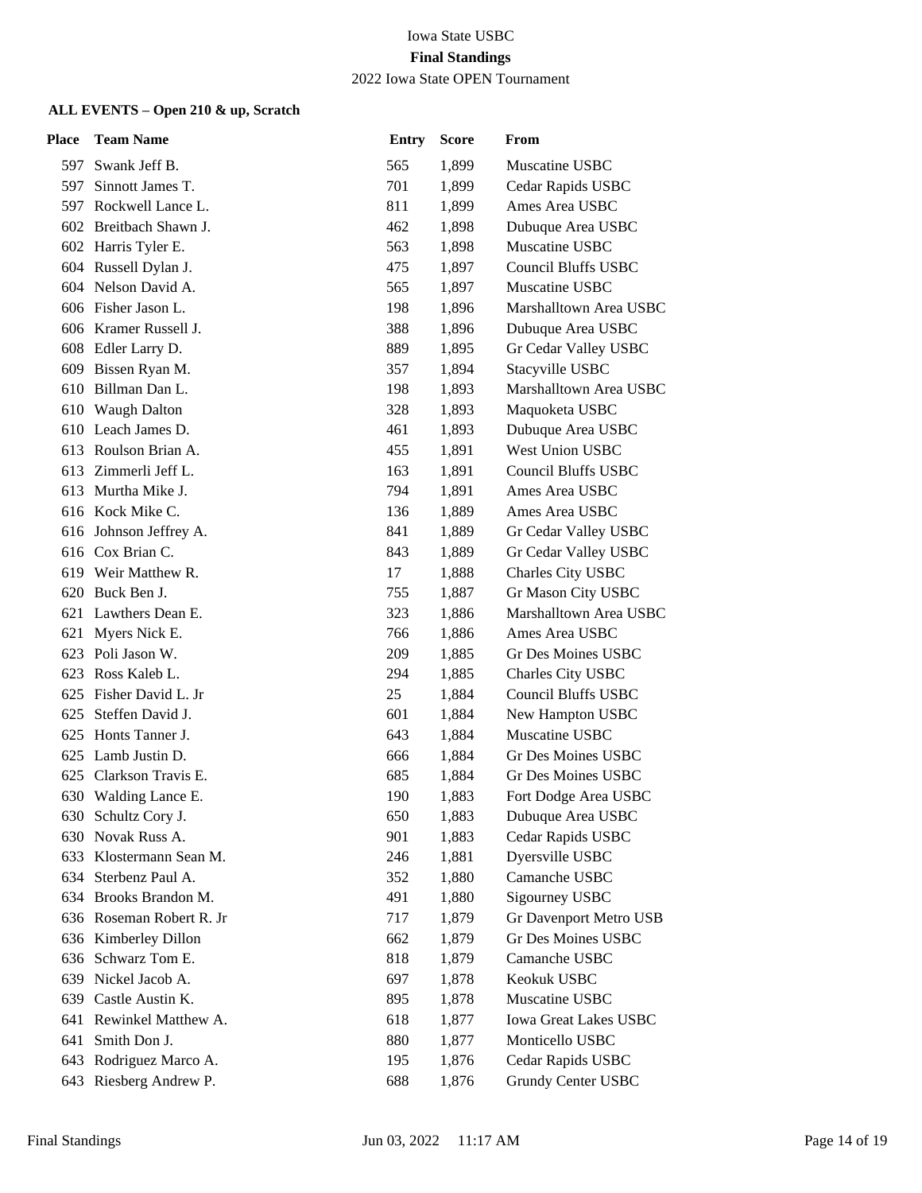Iowa State USBC

**Final Standings**

2022 Iowa State OPEN Tournament

**ALL EVENTS – Open 210 & up, Scratch**

| Place | Team Name | Entry | Score | From |
|---|---|---|---|---|
| 597 | Swank Jeff B. | 565 | 1,899 | Muscatine USBC |
| 597 | Sinnott James T. | 701 | 1,899 | Cedar Rapids USBC |
| 597 | Rockwell Lance L. | 811 | 1,899 | Ames Area USBC |
| 602 | Breitbach Shawn J. | 462 | 1,898 | Dubuque Area USBC |
| 602 | Harris Tyler E. | 563 | 1,898 | Muscatine USBC |
| 604 | Russell Dylan J. | 475 | 1,897 | Council Bluffs USBC |
| 604 | Nelson David A. | 565 | 1,897 | Muscatine USBC |
| 606 | Fisher Jason L. | 198 | 1,896 | Marshalltown Area USBC |
| 606 | Kramer Russell J. | 388 | 1,896 | Dubuque Area USBC |
| 608 | Edler Larry D. | 889 | 1,895 | Gr Cedar Valley USBC |
| 609 | Bissen Ryan M. | 357 | 1,894 | Stacyville USBC |
| 610 | Billman Dan L. | 198 | 1,893 | Marshalltown Area USBC |
| 610 | Waugh Dalton | 328 | 1,893 | Maquoketa USBC |
| 610 | Leach James D. | 461 | 1,893 | Dubuque Area USBC |
| 613 | Roulson Brian A. | 455 | 1,891 | West Union USBC |
| 613 | Zimmerli Jeff L. | 163 | 1,891 | Council Bluffs USBC |
| 613 | Murtha Mike J. | 794 | 1,891 | Ames Area USBC |
| 616 | Kock Mike C. | 136 | 1,889 | Ames Area USBC |
| 616 | Johnson Jeffrey A. | 841 | 1,889 | Gr Cedar Valley USBC |
| 616 | Cox Brian C. | 843 | 1,889 | Gr Cedar Valley USBC |
| 619 | Weir Matthew R. | 17 | 1,888 | Charles City USBC |
| 620 | Buck Ben J. | 755 | 1,887 | Gr Mason City USBC |
| 621 | Lawthers Dean E. | 323 | 1,886 | Marshalltown Area USBC |
| 621 | Myers Nick E. | 766 | 1,886 | Ames Area USBC |
| 623 | Poli Jason W. | 209 | 1,885 | Gr Des Moines USBC |
| 623 | Ross Kaleb L. | 294 | 1,885 | Charles City USBC |
| 625 | Fisher David L. Jr | 25 | 1,884 | Council Bluffs USBC |
| 625 | Steffen David J. | 601 | 1,884 | New Hampton USBC |
| 625 | Honts Tanner J. | 643 | 1,884 | Muscatine USBC |
| 625 | Lamb Justin D. | 666 | 1,884 | Gr Des Moines USBC |
| 625 | Clarkson Travis E. | 685 | 1,884 | Gr Des Moines USBC |
| 630 | Walding Lance E. | 190 | 1,883 | Fort Dodge Area USBC |
| 630 | Schultz Cory J. | 650 | 1,883 | Dubuque Area USBC |
| 630 | Novak Russ A. | 901 | 1,883 | Cedar Rapids USBC |
| 633 | Klostermann Sean M. | 246 | 1,881 | Dyersville USBC |
| 634 | Sterbenz Paul A. | 352 | 1,880 | Camanche USBC |
| 634 | Brooks Brandon M. | 491 | 1,880 | Sigourney USBC |
| 636 | Roseman Robert R. Jr | 717 | 1,879 | Gr Davenport Metro USB |
| 636 | Kimberley Dillon | 662 | 1,879 | Gr Des Moines USBC |
| 636 | Schwarz Tom E. | 818 | 1,879 | Camanche USBC |
| 639 | Nickel Jacob A. | 697 | 1,878 | Keokuk USBC |
| 639 | Castle Austin K. | 895 | 1,878 | Muscatine USBC |
| 641 | Rewinkel Matthew A. | 618 | 1,877 | Iowa Great Lakes USBC |
| 641 | Smith Don J. | 880 | 1,877 | Monticello USBC |
| 643 | Rodriguez Marco A. | 195 | 1,876 | Cedar Rapids USBC |
| 643 | Riesberg Andrew P. | 688 | 1,876 | Grundy Center USBC |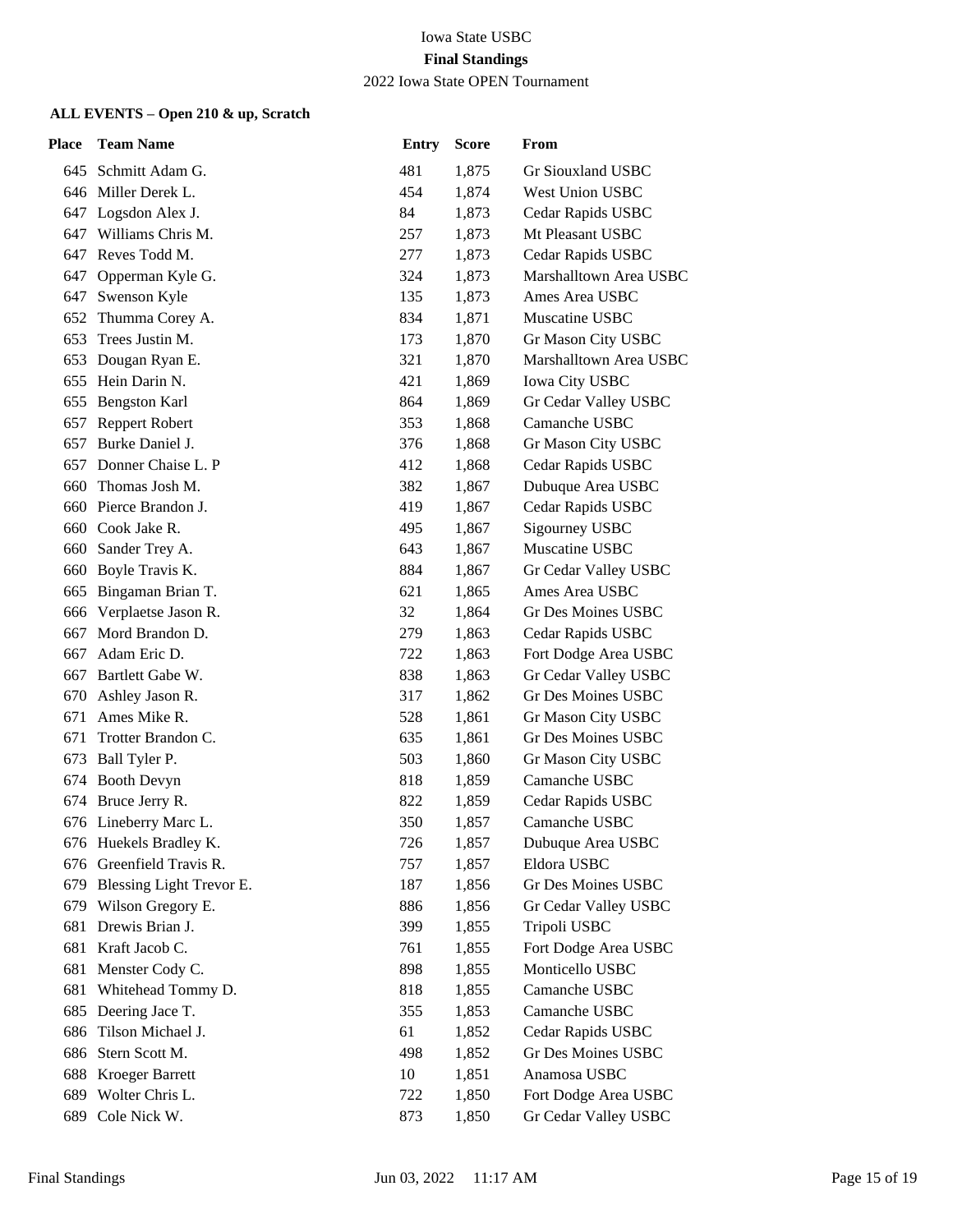Iowa State USBC

**Final Standings**

2022 Iowa State OPEN Tournament

### ALL EVENTS – Open 210 & up, Scratch

| Place | Team Name | Entry | Score | From |
|---|---|---|---|---|
| 645 | Schmitt Adam G. | 481 | 1,875 | Gr Siouxland USBC |
| 646 | Miller Derek L. | 454 | 1,874 | West Union USBC |
| 647 | Logsdon Alex J. | 84 | 1,873 | Cedar Rapids USBC |
| 647 | Williams Chris M. | 257 | 1,873 | Mt Pleasant USBC |
| 647 | Reves Todd M. | 277 | 1,873 | Cedar Rapids USBC |
| 647 | Opperman Kyle G. | 324 | 1,873 | Marshalltown Area USBC |
| 647 | Swenson Kyle | 135 | 1,873 | Ames Area USBC |
| 652 | Thumma Corey A. | 834 | 1,871 | Muscatine USBC |
| 653 | Trees Justin M. | 173 | 1,870 | Gr Mason City USBC |
| 653 | Dougan Ryan E. | 321 | 1,870 | Marshalltown Area USBC |
| 655 | Hein Darin N. | 421 | 1,869 | Iowa City USBC |
| 655 | Bengston Karl | 864 | 1,869 | Gr Cedar Valley USBC |
| 657 | Reppert Robert | 353 | 1,868 | Camanche USBC |
| 657 | Burke Daniel J. | 376 | 1,868 | Gr Mason City USBC |
| 657 | Donner Chaise L. P | 412 | 1,868 | Cedar Rapids USBC |
| 660 | Thomas Josh M. | 382 | 1,867 | Dubuque Area USBC |
| 660 | Pierce Brandon J. | 419 | 1,867 | Cedar Rapids USBC |
| 660 | Cook Jake R. | 495 | 1,867 | Sigourney USBC |
| 660 | Sander Trey A. | 643 | 1,867 | Muscatine USBC |
| 660 | Boyle Travis K. | 884 | 1,867 | Gr Cedar Valley USBC |
| 665 | Bingaman Brian T. | 621 | 1,865 | Ames Area USBC |
| 666 | Verplaetse Jason R. | 32 | 1,864 | Gr Des Moines USBC |
| 667 | Mord Brandon D. | 279 | 1,863 | Cedar Rapids USBC |
| 667 | Adam Eric D. | 722 | 1,863 | Fort Dodge Area USBC |
| 667 | Bartlett Gabe W. | 838 | 1,863 | Gr Cedar Valley USBC |
| 670 | Ashley Jason R. | 317 | 1,862 | Gr Des Moines USBC |
| 671 | Ames Mike R. | 528 | 1,861 | Gr Mason City USBC |
| 671 | Trotter Brandon C. | 635 | 1,861 | Gr Des Moines USBC |
| 673 | Ball Tyler P. | 503 | 1,860 | Gr Mason City USBC |
| 674 | Booth Devyn | 818 | 1,859 | Camanche USBC |
| 674 | Bruce Jerry R. | 822 | 1,859 | Cedar Rapids USBC |
| 676 | Lineberry Marc L. | 350 | 1,857 | Camanche USBC |
| 676 | Huekels Bradley K. | 726 | 1,857 | Dubuque Area USBC |
| 676 | Greenfield Travis R. | 757 | 1,857 | Eldora USBC |
| 679 | Blessing Light Trevor E. | 187 | 1,856 | Gr Des Moines USBC |
| 679 | Wilson Gregory E. | 886 | 1,856 | Gr Cedar Valley USBC |
| 681 | Drewis Brian J. | 399 | 1,855 | Tripoli USBC |
| 681 | Kraft Jacob C. | 761 | 1,855 | Fort Dodge Area USBC |
| 681 | Menster Cody C. | 898 | 1,855 | Monticello USBC |
| 681 | Whitehead Tommy D. | 818 | 1,855 | Camanche USBC |
| 685 | Deering Jace T. | 355 | 1,853 | Camanche USBC |
| 686 | Tilson Michael J. | 61 | 1,852 | Cedar Rapids USBC |
| 686 | Stern Scott M. | 498 | 1,852 | Gr Des Moines USBC |
| 688 | Kroeger Barrett | 10 | 1,851 | Anamosa USBC |
| 689 | Wolter Chris L. | 722 | 1,850 | Fort Dodge Area USBC |
| 689 | Cole Nick W. | 873 | 1,850 | Gr Cedar Valley USBC |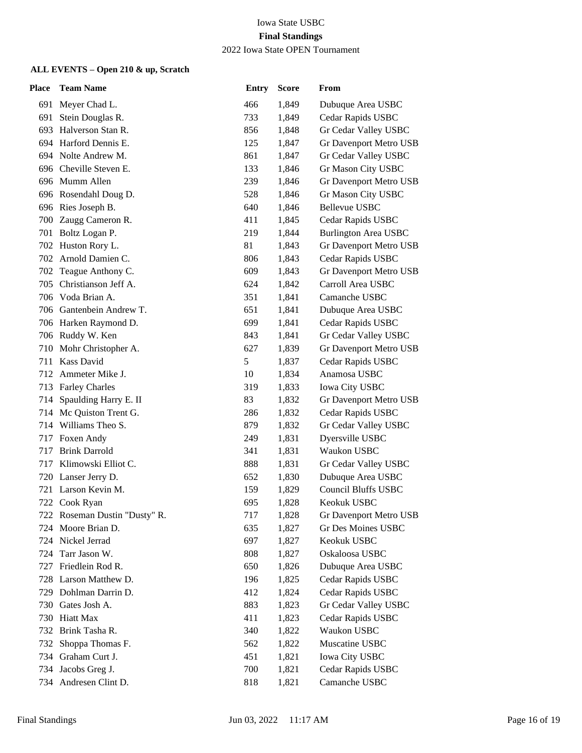Iowa State USBC

**Final Standings**

2022 Iowa State OPEN Tournament

**ALL EVENTS – Open 210 & up, Scratch**

| Place | Team Name | Entry | Score | From |
|---|---|---|---|---|
| 691 | Meyer Chad L. | 466 | 1,849 | Dubuque Area USBC |
| 691 | Stein Douglas R. | 733 | 1,849 | Cedar Rapids USBC |
| 693 | Halverson Stan R. | 856 | 1,848 | Gr Cedar Valley USBC |
| 694 | Harford Dennis E. | 125 | 1,847 | Gr Davenport Metro USB |
| 694 | Nolte Andrew M. | 861 | 1,847 | Gr Cedar Valley USBC |
| 696 | Cheville Steven E. | 133 | 1,846 | Gr Mason City USBC |
| 696 | Mumm Allen | 239 | 1,846 | Gr Davenport Metro USB |
| 696 | Rosendahl Doug D. | 528 | 1,846 | Gr Mason City USBC |
| 696 | Ries Joseph B. | 640 | 1,846 | Bellevue USBC |
| 700 | Zaugg Cameron R. | 411 | 1,845 | Cedar Rapids USBC |
| 701 | Boltz Logan P. | 219 | 1,844 | Burlington Area USBC |
| 702 | Huston Rory L. | 81 | 1,843 | Gr Davenport Metro USB |
| 702 | Arnold Damien C. | 806 | 1,843 | Cedar Rapids USBC |
| 702 | Teague Anthony C. | 609 | 1,843 | Gr Davenport Metro USB |
| 705 | Christianson Jeff A. | 624 | 1,842 | Carroll Area USBC |
| 706 | Voda Brian A. | 351 | 1,841 | Camanche USBC |
| 706 | Gantenbein Andrew T. | 651 | 1,841 | Dubuque Area USBC |
| 706 | Harken Raymond D. | 699 | 1,841 | Cedar Rapids USBC |
| 706 | Ruddy W. Ken | 843 | 1,841 | Gr Cedar Valley USBC |
| 710 | Mohr Christopher A. | 627 | 1,839 | Gr Davenport Metro USB |
| 711 | Kass David | 5 | 1,837 | Cedar Rapids USBC |
| 712 | Ammeter Mike J. | 10 | 1,834 | Anamosa USBC |
| 713 | Farley Charles | 319 | 1,833 | Iowa City USBC |
| 714 | Spaulding Harry E. II | 83 | 1,832 | Gr Davenport Metro USB |
| 714 | Mc Quiston Trent G. | 286 | 1,832 | Cedar Rapids USBC |
| 714 | Williams Theo S. | 879 | 1,832 | Gr Cedar Valley USBC |
| 717 | Foxen Andy | 249 | 1,831 | Dyersville USBC |
| 717 | Brink Darrold | 341 | 1,831 | Waukon USBC |
| 717 | Klimowski Elliot C. | 888 | 1,831 | Gr Cedar Valley USBC |
| 720 | Lanser Jerry D. | 652 | 1,830 | Dubuque Area USBC |
| 721 | Larson Kevin M. | 159 | 1,829 | Council Bluffs USBC |
| 722 | Cook Ryan | 695 | 1,828 | Keokuk USBC |
| 722 | Roseman Dustin "Dusty" R. | 717 | 1,828 | Gr Davenport Metro USB |
| 724 | Moore Brian D. | 635 | 1,827 | Gr Des Moines USBC |
| 724 | Nickel Jerrad | 697 | 1,827 | Keokuk USBC |
| 724 | Tarr Jason W. | 808 | 1,827 | Oskaloosa USBC |
| 727 | Friedlein Rod R. | 650 | 1,826 | Dubuque Area USBC |
| 728 | Larson Matthew D. | 196 | 1,825 | Cedar Rapids USBC |
| 729 | Dohlman Darrin D. | 412 | 1,824 | Cedar Rapids USBC |
| 730 | Gates Josh A. | 883 | 1,823 | Gr Cedar Valley USBC |
| 730 | Hiatt Max | 411 | 1,823 | Cedar Rapids USBC |
| 732 | Brink Tasha R. | 340 | 1,822 | Waukon USBC |
| 732 | Shoppa Thomas F. | 562 | 1,822 | Muscatine USBC |
| 734 | Graham Curt J. | 451 | 1,821 | Iowa City USBC |
| 734 | Jacobs Greg J. | 700 | 1,821 | Cedar Rapids USBC |
| 734 | Andresen Clint D. | 818 | 1,821 | Camanche USBC |

Final Standings Jun 03, 2022 11:17 AM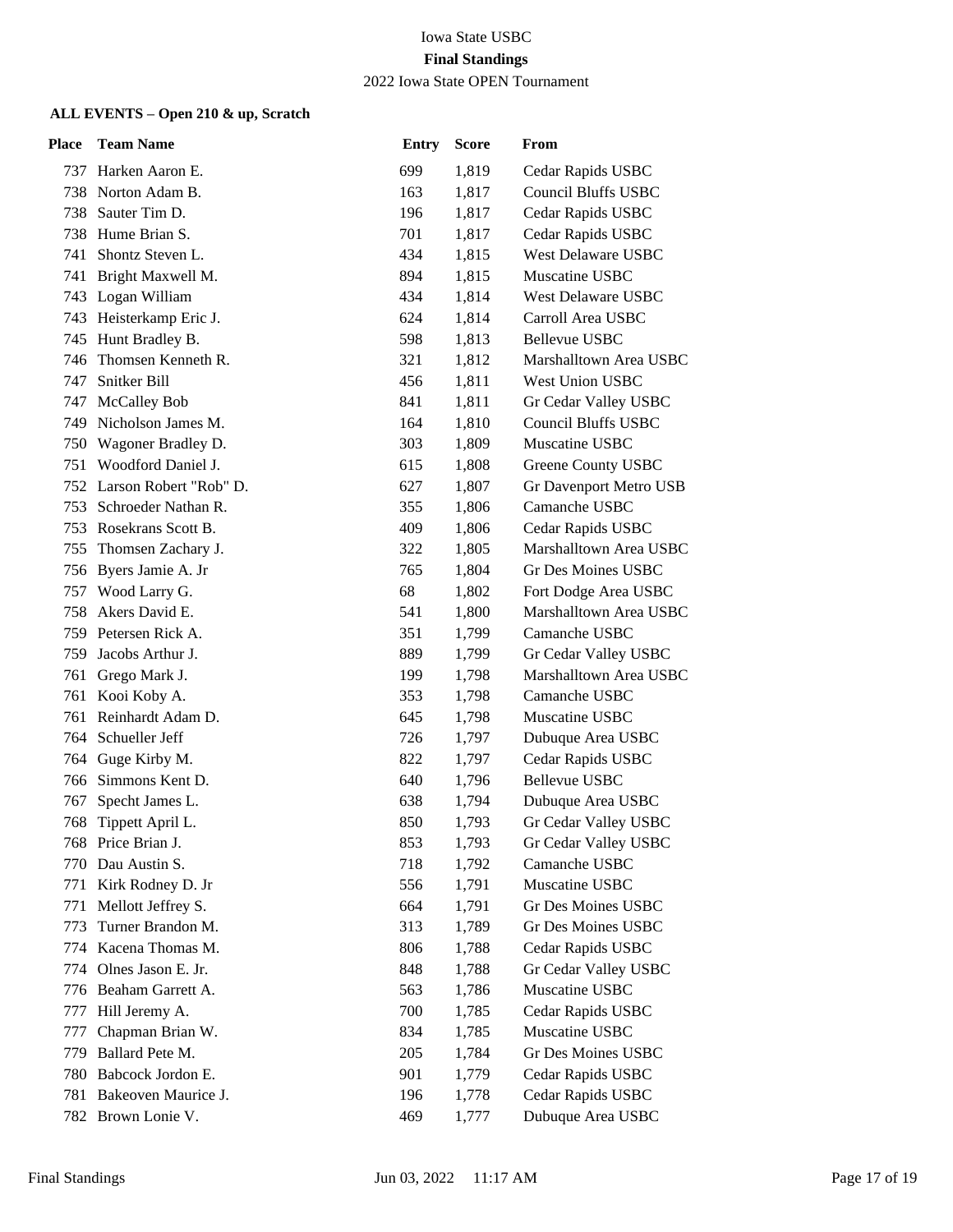Iowa State USBC

**Final Standings**

2022 Iowa State OPEN Tournament

**ALL EVENTS – Open 210 & up, Scratch**

| Place | Team Name | Entry | Score | From |
|---|---|---|---|---|
| 737 | Harken Aaron E. | 699 | 1,819 | Cedar Rapids USBC |
| 738 | Norton Adam B. | 163 | 1,817 | Council Bluffs USBC |
| 738 | Sauter Tim D. | 196 | 1,817 | Cedar Rapids USBC |
| 738 | Hume Brian S. | 701 | 1,817 | Cedar Rapids USBC |
| 741 | Shontz Steven L. | 434 | 1,815 | West Delaware USBC |
| 741 | Bright Maxwell M. | 894 | 1,815 | Muscatine USBC |
| 743 | Logan William | 434 | 1,814 | West Delaware USBC |
| 743 | Heisterkamp Eric J. | 624 | 1,814 | Carroll Area USBC |
| 745 | Hunt Bradley B. | 598 | 1,813 | Bellevue USBC |
| 746 | Thomsen Kenneth R. | 321 | 1,812 | Marshalltown Area USBC |
| 747 | Snitker Bill | 456 | 1,811 | West Union USBC |
| 747 | McCalley Bob | 841 | 1,811 | Gr Cedar Valley USBC |
| 749 | Nicholson James M. | 164 | 1,810 | Council Bluffs USBC |
| 750 | Wagoner Bradley D. | 303 | 1,809 | Muscatine USBC |
| 751 | Woodford Daniel J. | 615 | 1,808 | Greene County USBC |
| 752 | Larson Robert "Rob" D. | 627 | 1,807 | Gr Davenport Metro USB |
| 753 | Schroeder Nathan R. | 355 | 1,806 | Camanche USBC |
| 753 | Rosekrans Scott B. | 409 | 1,806 | Cedar Rapids USBC |
| 755 | Thomsen Zachary J. | 322 | 1,805 | Marshalltown Area USBC |
| 756 | Byers Jamie A. Jr | 765 | 1,804 | Gr Des Moines USBC |
| 757 | Wood Larry G. | 68 | 1,802 | Fort Dodge Area USBC |
| 758 | Akers David E. | 541 | 1,800 | Marshalltown Area USBC |
| 759 | Petersen Rick A. | 351 | 1,799 | Camanche USBC |
| 759 | Jacobs Arthur J. | 889 | 1,799 | Gr Cedar Valley USBC |
| 761 | Grego Mark J. | 199 | 1,798 | Marshalltown Area USBC |
| 761 | Kooi Koby A. | 353 | 1,798 | Camanche USBC |
| 761 | Reinhardt Adam D. | 645 | 1,798 | Muscatine USBC |
| 764 | Schueller Jeff | 726 | 1,797 | Dubuque Area USBC |
| 764 | Guge Kirby M. | 822 | 1,797 | Cedar Rapids USBC |
| 766 | Simmons Kent D. | 640 | 1,796 | Bellevue USBC |
| 767 | Specht James L. | 638 | 1,794 | Dubuque Area USBC |
| 768 | Tippett April L. | 850 | 1,793 | Gr Cedar Valley USBC |
| 768 | Price Brian J. | 853 | 1,793 | Gr Cedar Valley USBC |
| 770 | Dau Austin S. | 718 | 1,792 | Camanche USBC |
| 771 | Kirk Rodney D. Jr | 556 | 1,791 | Muscatine USBC |
| 771 | Mellott Jeffrey S. | 664 | 1,791 | Gr Des Moines USBC |
| 773 | Turner Brandon M. | 313 | 1,789 | Gr Des Moines USBC |
| 774 | Kacena Thomas M. | 806 | 1,788 | Cedar Rapids USBC |
| 774 | Olnes Jason E. Jr. | 848 | 1,788 | Gr Cedar Valley USBC |
| 776 | Beaham Garrett A. | 563 | 1,786 | Muscatine USBC |
| 777 | Hill Jeremy A. | 700 | 1,785 | Cedar Rapids USBC |
| 777 | Chapman Brian W. | 834 | 1,785 | Muscatine USBC |
| 779 | Ballard Pete M. | 205 | 1,784 | Gr Des Moines USBC |
| 780 | Babcock Jordon E. | 901 | 1,779 | Cedar Rapids USBC |
| 781 | Bakeoven Maurice J. | 196 | 1,778 | Cedar Rapids USBC |
| 782 | Brown Lonie V. | 469 | 1,777 | Dubuque Area USBC |

Final Standings Jun 03, 2022 11:17 AM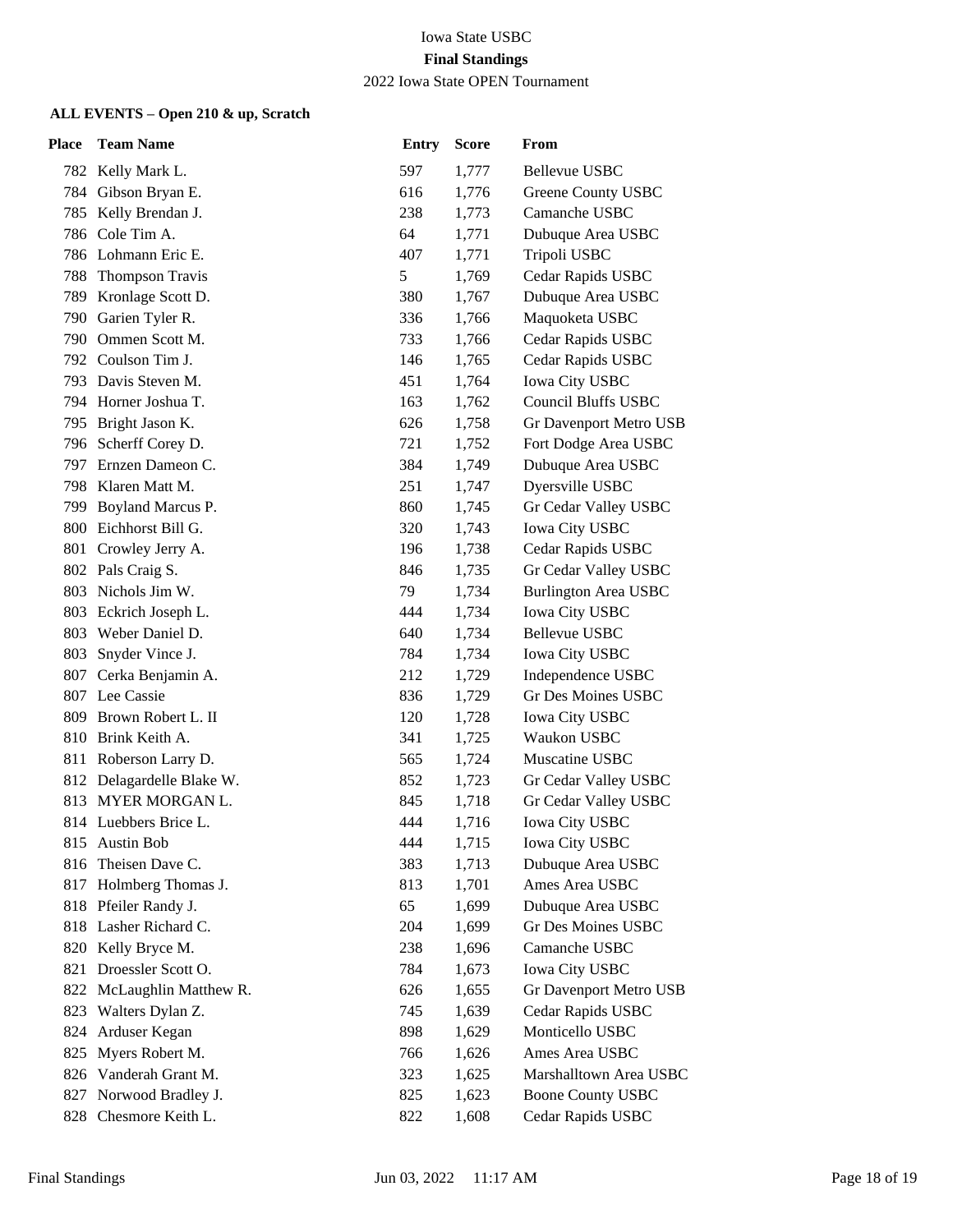Iowa State USBC

**Final Standings**

2022 Iowa State OPEN Tournament

### ALL EVENTS – Open 210 & up, Scratch

| Place | Team Name | Entry | Score | From |
|---|---|---|---|---|
| 782 | Kelly Mark L. | 597 | 1,777 | Bellevue USBC |
| 784 | Gibson Bryan E. | 616 | 1,776 | Greene County USBC |
| 785 | Kelly Brendan J. | 238 | 1,773 | Camanche USBC |
| 786 | Cole Tim A. | 64 | 1,771 | Dubuque Area USBC |
| 786 | Lohmann Eric E. | 407 | 1,771 | Tripoli USBC |
| 788 | Thompson Travis | 5 | 1,769 | Cedar Rapids USBC |
| 789 | Kronlage Scott D. | 380 | 1,767 | Dubuque Area USBC |
| 790 | Garien Tyler R. | 336 | 1,766 | Maquoketa USBC |
| 790 | Ommen Scott M. | 733 | 1,766 | Cedar Rapids USBC |
| 792 | Coulson Tim J. | 146 | 1,765 | Cedar Rapids USBC |
| 793 | Davis Steven M. | 451 | 1,764 | Iowa City USBC |
| 794 | Horner Joshua T. | 163 | 1,762 | Council Bluffs USBC |
| 795 | Bright Jason K. | 626 | 1,758 | Gr Davenport Metro USB |
| 796 | Scherff Corey D. | 721 | 1,752 | Fort Dodge Area USBC |
| 797 | Ernzen Dameon C. | 384 | 1,749 | Dubuque Area USBC |
| 798 | Klaren Matt M. | 251 | 1,747 | Dyersville USBC |
| 799 | Boyland Marcus P. | 860 | 1,745 | Gr Cedar Valley USBC |
| 800 | Eichhorst Bill G. | 320 | 1,743 | Iowa City USBC |
| 801 | Crowley Jerry A. | 196 | 1,738 | Cedar Rapids USBC |
| 802 | Pals Craig S. | 846 | 1,735 | Gr Cedar Valley USBC |
| 803 | Nichols Jim W. | 79 | 1,734 | Burlington Area USBC |
| 803 | Eckrich Joseph L. | 444 | 1,734 | Iowa City USBC |
| 803 | Weber Daniel D. | 640 | 1,734 | Bellevue USBC |
| 803 | Snyder Vince J. | 784 | 1,734 | Iowa City USBC |
| 807 | Cerka Benjamin A. | 212 | 1,729 | Independence USBC |
| 807 | Lee Cassie | 836 | 1,729 | Gr Des Moines USBC |
| 809 | Brown Robert L. II | 120 | 1,728 | Iowa City USBC |
| 810 | Brink Keith A. | 341 | 1,725 | Waukon USBC |
| 811 | Roberson Larry D. | 565 | 1,724 | Muscatine USBC |
| 812 | Delagardelle Blake W. | 852 | 1,723 | Gr Cedar Valley USBC |
| 813 | MYER MORGAN L. | 845 | 1,718 | Gr Cedar Valley USBC |
| 814 | Luebbers Brice L. | 444 | 1,716 | Iowa City USBC |
| 815 | Austin Bob | 444 | 1,715 | Iowa City USBC |
| 816 | Theisen Dave C. | 383 | 1,713 | Dubuque Area USBC |
| 817 | Holmberg Thomas J. | 813 | 1,701 | Ames Area USBC |
| 818 | Pfeiler Randy J. | 65 | 1,699 | Dubuque Area USBC |
| 818 | Lasher Richard C. | 204 | 1,699 | Gr Des Moines USBC |
| 820 | Kelly Bryce M. | 238 | 1,696 | Camanche USBC |
| 821 | Droessler Scott O. | 784 | 1,673 | Iowa City USBC |
| 822 | McLaughlin Matthew R. | 626 | 1,655 | Gr Davenport Metro USB |
| 823 | Walters Dylan Z. | 745 | 1,639 | Cedar Rapids USBC |
| 824 | Arduser Kegan | 898 | 1,629 | Monticello USBC |
| 825 | Myers Robert M. | 766 | 1,626 | Ames Area USBC |
| 826 | Vanderah Grant M. | 323 | 1,625 | Marshalltown Area USBC |
| 827 | Norwood Bradley J. | 825 | 1,623 | Boone County USBC |
| 828 | Chesmore Keith L. | 822 | 1,608 | Cedar Rapids USBC |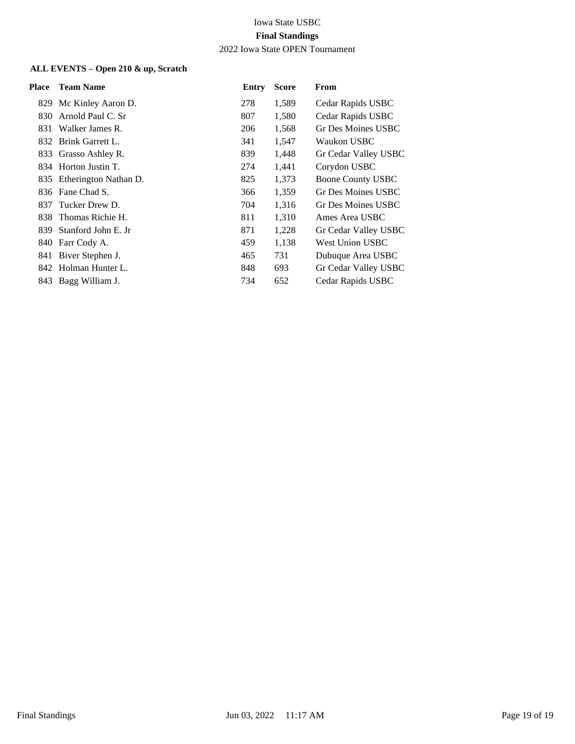Iowa State USBC

**Final Standings**

2022 Iowa State OPEN Tournament

### ALL EVENTS – Open 210 & up, Scratch

| Place | Team Name | Entry | Score | From |
|---|---|---|---|---|
| 829 | Mc Kinley Aaron D. | 278 | 1,589 | Cedar Rapids USBC |
| 830 | Arnold Paul C. Sr | 807 | 1,580 | Cedar Rapids USBC |
| 831 | Walker James R. | 206 | 1,568 | Gr Des Moines USBC |
| 832 | Brink Garrett L. | 341 | 1,547 | Waukon USBC |
| 833 | Grasso Ashley R. | 839 | 1,448 | Gr Cedar Valley USBC |
| 834 | Horton Justin T. | 274 | 1,441 | Corydon USBC |
| 835 | Etherington Nathan D. | 825 | 1,373 | Boone County USBC |
| 836 | Fane Chad S. | 366 | 1,359 | Gr Des Moines USBC |
| 837 | Tucker Drew D. | 704 | 1,316 | Gr Des Moines USBC |
| 838 | Thomas Richie H. | 811 | 1,310 | Ames Area USBC |
| 839 | Stanford John E. Jr | 871 | 1,228 | Gr Cedar Valley USBC |
| 840 | Farr Cody A. | 459 | 1,138 | West Union USBC |
| 841 | Biver Stephen J. | 465 | 731 | Dubuque Area USBC |
| 842 | Holman Hunter L. | 848 | 693 | Gr Cedar Valley USBC |
| 843 | Bagg William J. | 734 | 652 | Cedar Rapids USBC |

Final Standings Jun 03, 2022 11:17 AM